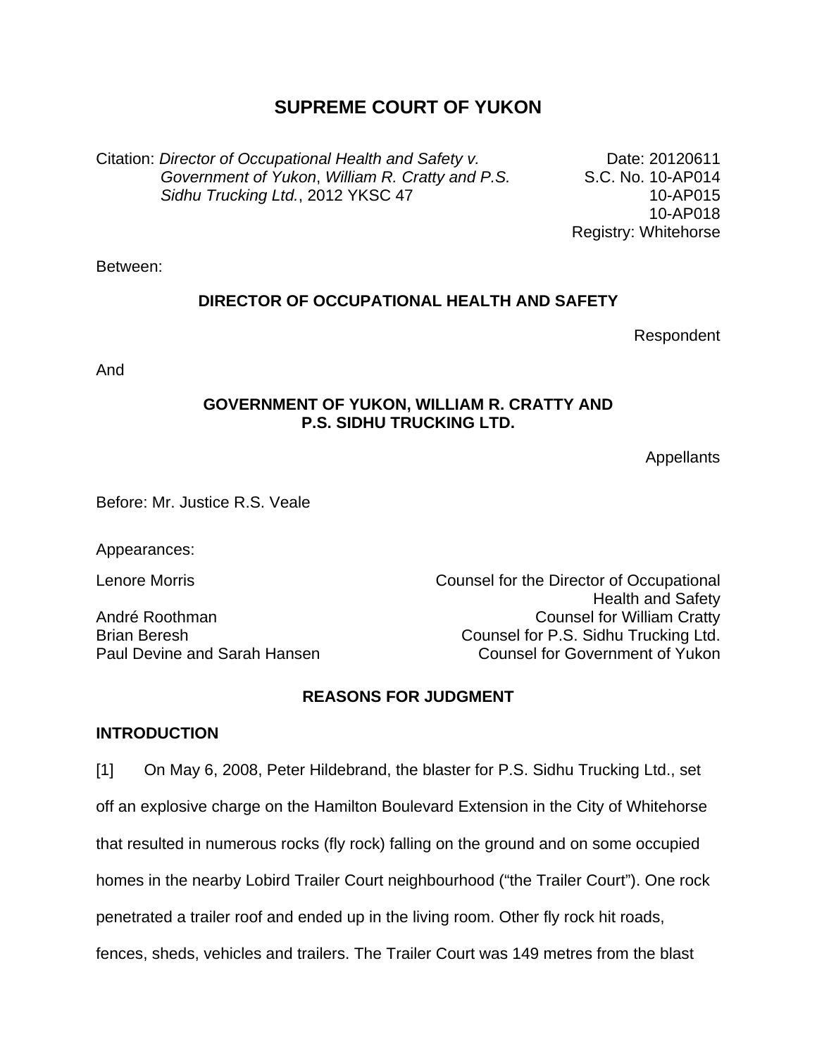# SUPREME COURT OF YUKON

Citation: *Director of Occupational Health and Safety v. Government of Yukon*, *William R. Cratty and P.S. Sidhu Trucking Ltd.*, 2012 YKSC 47

Date: 20120611
S.C. No. 10-AP014
10-AP015
10-AP018
Registry: Whitehorse

Between:

**DIRECTOR OF OCCUPATIONAL HEALTH AND SAFETY**

Respondent

And

**GOVERNMENT OF YUKON, WILLIAM R. CRATTY AND P.S. SIDHU TRUCKING LTD.**

Appellants

Before: Mr. Justice R.S. Veale

Appearances:

| | |
|---|---|
| Lenore Morris | Counsel for the Director of Occupational Health and Safety |
| André Roothman | Counsel for William Cratty |
| Brian Beresh | Counsel for P.S. Sidhu Trucking Ltd. |
| Paul Devine and Sarah Hansen | Counsel for Government of Yukon |

**REASONS FOR JUDGMENT**

**INTRODUCTION**

[1] On May 6, 2008, Peter Hildebrand, the blaster for P.S. Sidhu Trucking Ltd., set off an explosive charge on the Hamilton Boulevard Extension in the City of Whitehorse that resulted in numerous rocks (fly rock) falling on the ground and on some occupied homes in the nearby Lobird Trailer Court neighbourhood ("the Trailer Court"). One rock penetrated a trailer roof and ended up in the living room. Other fly rock hit roads, fences, sheds, vehicles and trailers. The Trailer Court was 149 metres from the blast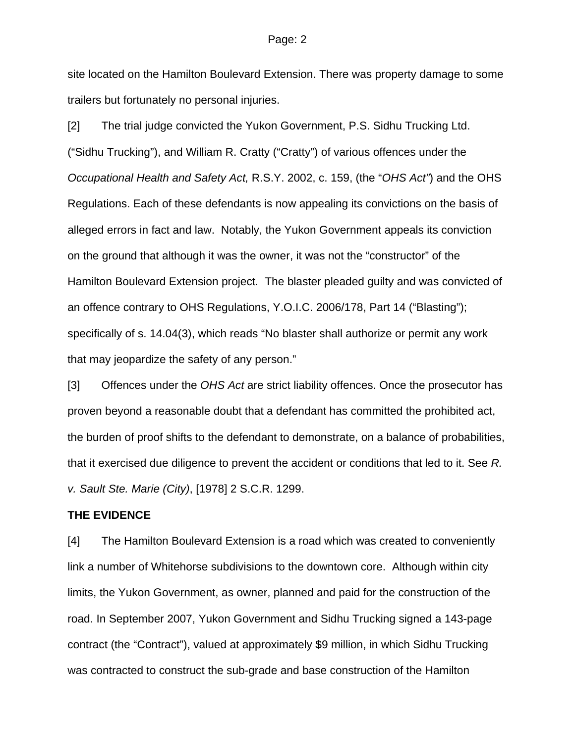site located on the Hamilton Boulevard Extension. There was property damage to some trailers but fortunately no personal injuries.

[2] The trial judge convicted the Yukon Government, P.S. Sidhu Trucking Ltd. ("Sidhu Trucking"), and William R. Cratty ("Cratty") of various offences under the *Occupational Health and Safety Act,* R.S.Y. 2002, c. 159, (the "*OHS Act"*) and the OHS Regulations. Each of these defendants is now appealing its convictions on the basis of alleged errors in fact and law. Notably, the Yukon Government appeals its conviction on the ground that although it was the owner, it was not the "constructor" of the Hamilton Boulevard Extension project*.* The blaster pleaded guilty and was convicted of an offence contrary to OHS Regulations, Y.O.I.C. 2006/178, Part 14 ("Blasting"); specifically of s. 14.04(3), which reads "No blaster shall authorize or permit any work that may jeopardize the safety of any person."

[3] Offences under the *OHS Act* are strict liability offences. Once the prosecutor has proven beyond a reasonable doubt that a defendant has committed the prohibited act, the burden of proof shifts to the defendant to demonstrate, on a balance of probabilities, that it exercised due diligence to prevent the accident or conditions that led to it. See *R. v. Sault Ste. Marie (City)*, [1978] 2 S.C.R. 1299.

**THE EVIDENCE**

[4] The Hamilton Boulevard Extension is a road which was created to conveniently link a number of Whitehorse subdivisions to the downtown core. Although within city limits, the Yukon Government, as owner, planned and paid for the construction of the road. In September 2007, Yukon Government and Sidhu Trucking signed a 143-page contract (the "Contract"), valued at approximately $9 million, in which Sidhu Trucking was contracted to construct the sub-grade and base construction of the Hamilton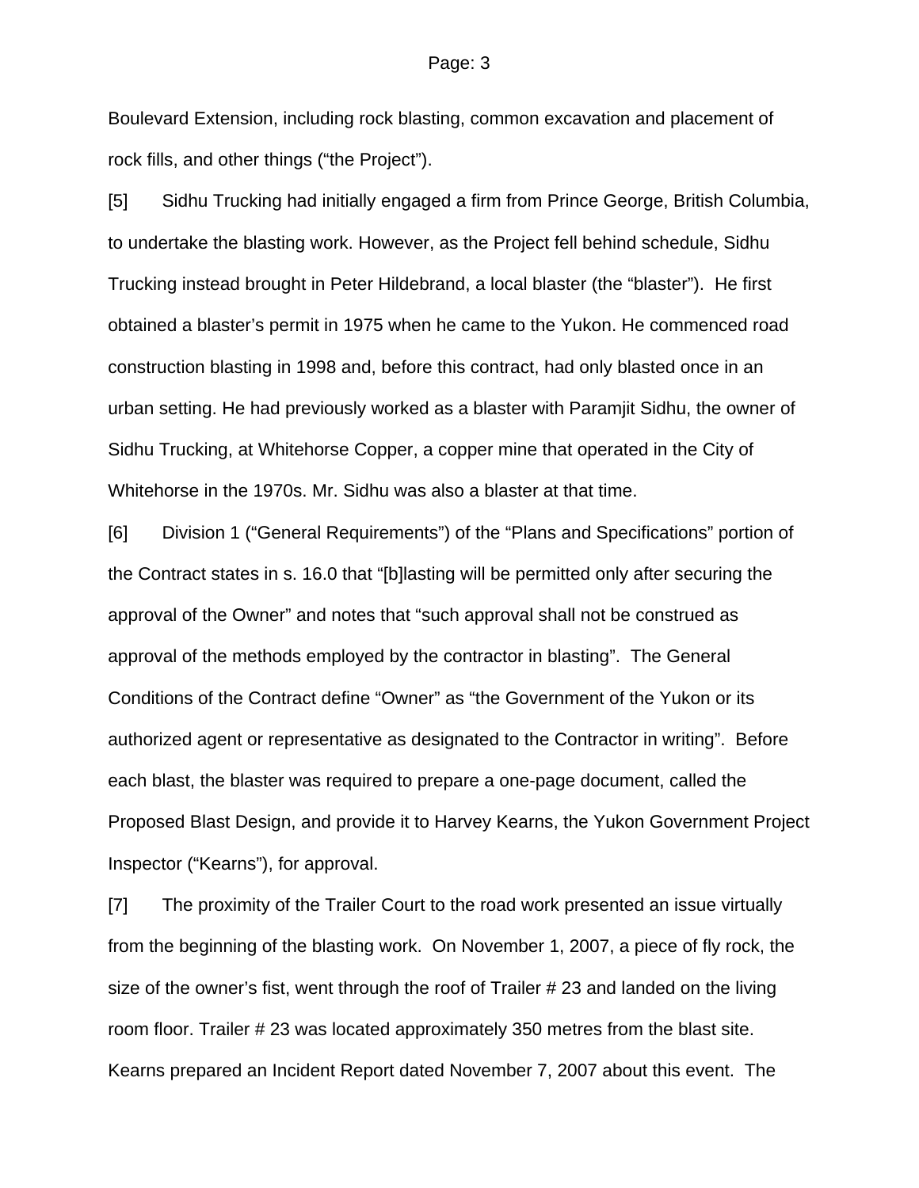Boulevard Extension, including rock blasting, common excavation and placement of rock fills, and other things ("the Project").

[5] Sidhu Trucking had initially engaged a firm from Prince George, British Columbia, to undertake the blasting work. However, as the Project fell behind schedule, Sidhu Trucking instead brought in Peter Hildebrand, a local blaster (the "blaster"). He first obtained a blaster's permit in 1975 when he came to the Yukon. He commenced road construction blasting in 1998 and, before this contract, had only blasted once in an urban setting. He had previously worked as a blaster with Paramjit Sidhu, the owner of Sidhu Trucking, at Whitehorse Copper, a copper mine that operated in the City of Whitehorse in the 1970s. Mr. Sidhu was also a blaster at that time.

[6] Division 1 ("General Requirements") of the "Plans and Specifications" portion of the Contract states in s. 16.0 that "[b]lasting will be permitted only after securing the approval of the Owner" and notes that "such approval shall not be construed as approval of the methods employed by the contractor in blasting". The General Conditions of the Contract define "Owner" as "the Government of the Yukon or its authorized agent or representative as designated to the Contractor in writing". Before each blast, the blaster was required to prepare a one-page document, called the Proposed Blast Design, and provide it to Harvey Kearns, the Yukon Government Project Inspector ("Kearns"), for approval.

[7] The proximity of the Trailer Court to the road work presented an issue virtually from the beginning of the blasting work. On November 1, 2007, a piece of fly rock, the size of the owner's fist, went through the roof of Trailer # 23 and landed on the living room floor. Trailer # 23 was located approximately 350 metres from the blast site. Kearns prepared an Incident Report dated November 7, 2007 about this event. The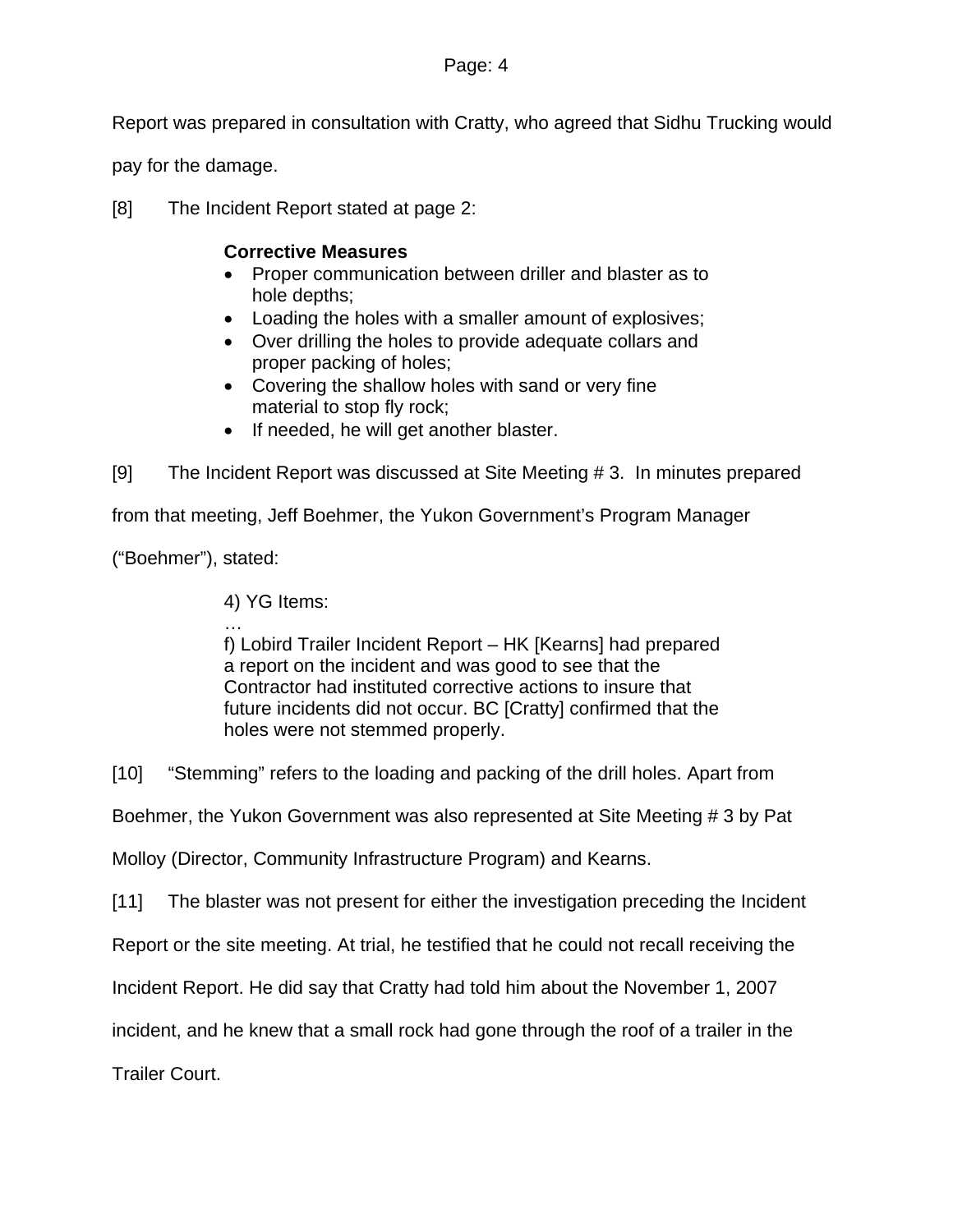Report was prepared in consultation with Cratty, who agreed that Sidhu Trucking would pay for the damage.

[8] The Incident Report stated at page 2:

> **Corrective Measures**
> - Proper communication between driller and blaster as to hole depths;
> - Loading the holes with a smaller amount of explosives;
> - Over drilling the holes to provide adequate collars and proper packing of holes;
> - Covering the shallow holes with sand or very fine material to stop fly rock;
> - If needed, he will get another blaster.

[9] The Incident Report was discussed at Site Meeting # 3. In minutes prepared from that meeting, Jeff Boehmer, the Yukon Government's Program Manager ("Boehmer"), stated:

> 4) YG Items:
> …
> f) Lobird Trailer Incident Report – HK [Kearns] had prepared a report on the incident and was good to see that the Contractor had instituted corrective actions to insure that future incidents did not occur. BC [Cratty] confirmed that the holes were not stemmed properly.

[10] "Stemming" refers to the loading and packing of the drill holes. Apart from Boehmer, the Yukon Government was also represented at Site Meeting # 3 by Pat Molloy (Director, Community Infrastructure Program) and Kearns.

[11] The blaster was not present for either the investigation preceding the Incident Report or the site meeting. At trial, he testified that he could not recall receiving the Incident Report. He did say that Cratty had told him about the November 1, 2007 incident, and he knew that a small rock had gone through the roof of a trailer in the Trailer Court.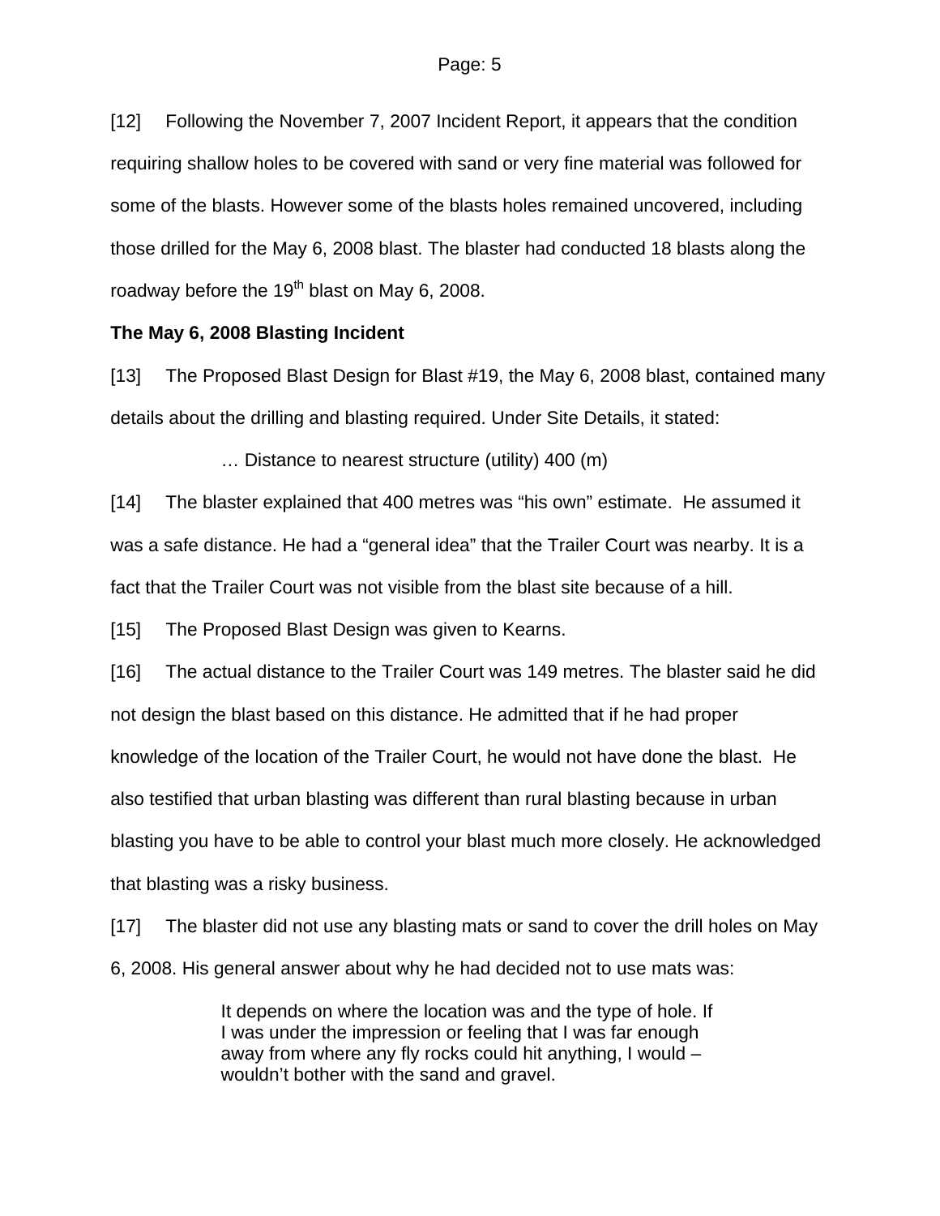[12] Following the November 7, 2007 Incident Report, it appears that the condition requiring shallow holes to be covered with sand or very fine material was followed for some of the blasts. However some of the blasts holes remained uncovered, including those drilled for the May 6, 2008 blast. The blaster had conducted 18 blasts along the roadway before the 19th blast on May 6, 2008.

**The May 6, 2008 Blasting Incident**

[13] The Proposed Blast Design for Blast #19, the May 6, 2008 blast, contained many details about the drilling and blasting required. Under Site Details, it stated:

> … Distance to nearest structure (utility) 400 (m)

[14] The blaster explained that 400 metres was "his own" estimate. He assumed it was a safe distance. He had a "general idea" that the Trailer Court was nearby. It is a fact that the Trailer Court was not visible from the blast site because of a hill.

[15] The Proposed Blast Design was given to Kearns.

[16] The actual distance to the Trailer Court was 149 metres. The blaster said he did not design the blast based on this distance. He admitted that if he had proper knowledge of the location of the Trailer Court, he would not have done the blast. He also testified that urban blasting was different than rural blasting because in urban blasting you have to be able to control your blast much more closely. He acknowledged that blasting was a risky business.

[17] The blaster did not use any blasting mats or sand to cover the drill holes on May 6, 2008. His general answer about why he had decided not to use mats was:

> It depends on where the location was and the type of hole. If I was under the impression or feeling that I was far enough away from where any fly rocks could hit anything, I would – wouldn't bother with the sand and gravel.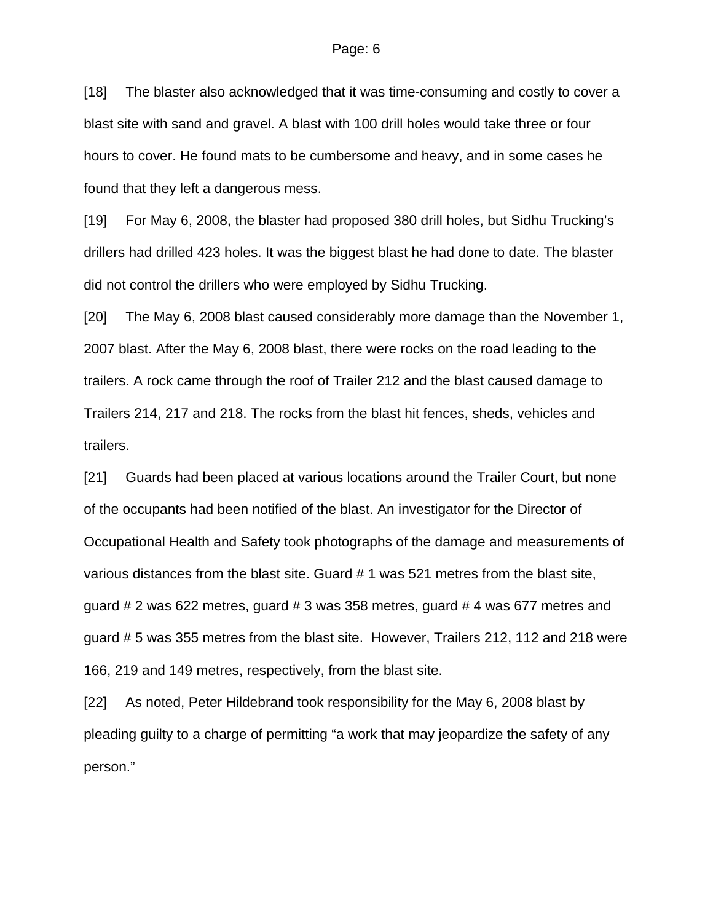[18] The blaster also acknowledged that it was time-consuming and costly to cover a blast site with sand and gravel. A blast with 100 drill holes would take three or four hours to cover. He found mats to be cumbersome and heavy, and in some cases he found that they left a dangerous mess.

[19] For May 6, 2008, the blaster had proposed 380 drill holes, but Sidhu Trucking's drillers had drilled 423 holes. It was the biggest blast he had done to date. The blaster did not control the drillers who were employed by Sidhu Trucking.

[20] The May 6, 2008 blast caused considerably more damage than the November 1, 2007 blast. After the May 6, 2008 blast, there were rocks on the road leading to the trailers. A rock came through the roof of Trailer 212 and the blast caused damage to Trailers 214, 217 and 218. The rocks from the blast hit fences, sheds, vehicles and trailers.

[21] Guards had been placed at various locations around the Trailer Court, but none of the occupants had been notified of the blast. An investigator for the Director of Occupational Health and Safety took photographs of the damage and measurements of various distances from the blast site. Guard # 1 was 521 metres from the blast site, guard # 2 was 622 metres, guard # 3 was 358 metres, guard # 4 was 677 metres and guard # 5 was 355 metres from the blast site. However, Trailers 212, 112 and 218 were 166, 219 and 149 metres, respectively, from the blast site.

[22] As noted, Peter Hildebrand took responsibility for the May 6, 2008 blast by pleading guilty to a charge of permitting "a work that may jeopardize the safety of any person."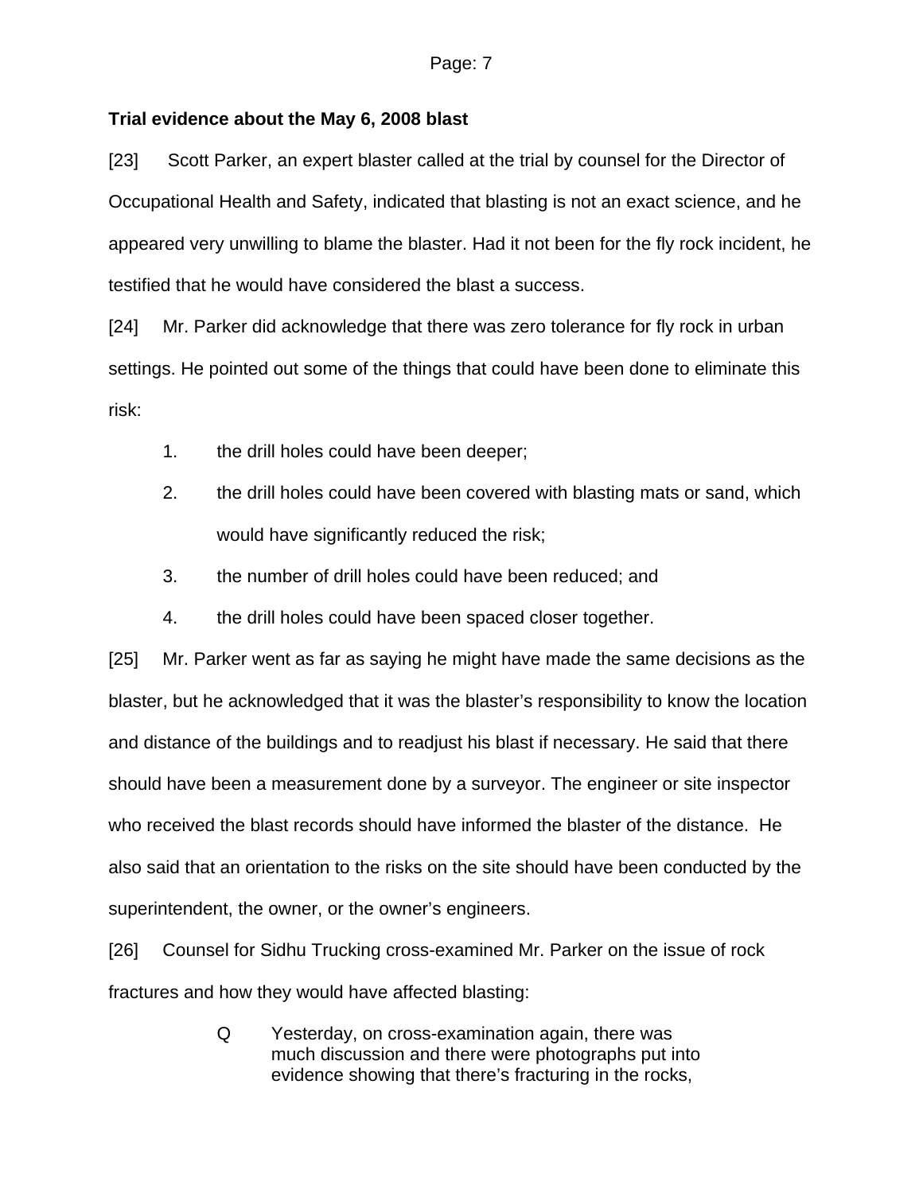**Trial evidence about the May 6, 2008 blast**

[23] Scott Parker, an expert blaster called at the trial by counsel for the Director of Occupational Health and Safety, indicated that blasting is not an exact science, and he appeared very unwilling to blame the blaster. Had it not been for the fly rock incident, he testified that he would have considered the blast a success.

[24] Mr. Parker did acknowledge that there was zero tolerance for fly rock in urban settings. He pointed out some of the things that could have been done to eliminate this risk:

1. the drill holes could have been deeper;
2. the drill holes could have been covered with blasting mats or sand, which would have significantly reduced the risk;
3. the number of drill holes could have been reduced; and
4. the drill holes could have been spaced closer together.

[25] Mr. Parker went as far as saying he might have made the same decisions as the blaster, but he acknowledged that it was the blaster's responsibility to know the location and distance of the buildings and to readjust his blast if necessary. He said that there should have been a measurement done by a surveyor. The engineer or site inspector who received the blast records should have informed the blaster of the distance. He also said that an orientation to the risks on the site should have been conducted by the superintendent, the owner, or the owner's engineers.

[26] Counsel for Sidhu Trucking cross-examined Mr. Parker on the issue of rock fractures and how they would have affected blasting:

> Q Yesterday, on cross-examination again, there was much discussion and there were photographs put into evidence showing that there's fracturing in the rocks,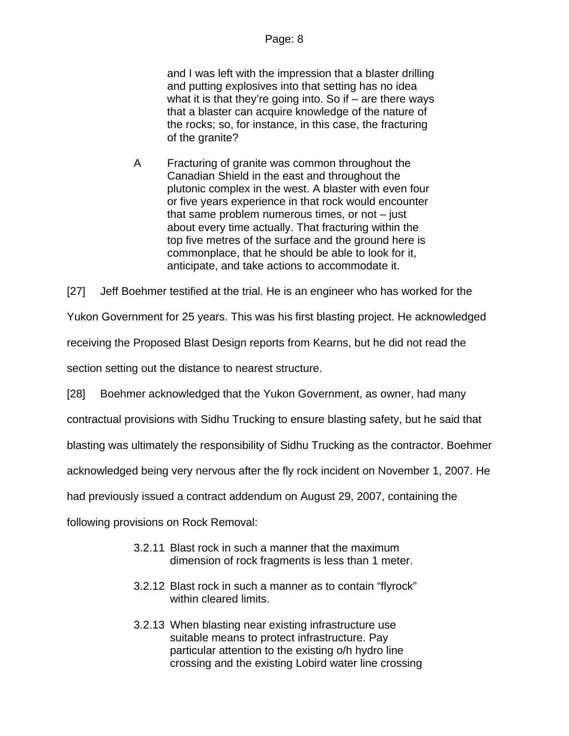> and I was left with the impression that a blaster drilling and putting explosives into that setting has no idea what it is that they're going into. So if – are there ways that a blaster can acquire knowledge of the nature of the rocks; so, for instance, in this case, the fracturing of the granite?
>
> A Fracturing of granite was common throughout the Canadian Shield in the east and throughout the plutonic complex in the west. A blaster with even four or five years experience in that rock would encounter that same problem numerous times, or not – just about every time actually. That fracturing within the top five metres of the surface and the ground here is commonplace, that he should be able to look for it, anticipate, and take actions to accommodate it.

[27] Jeff Boehmer testified at the trial. He is an engineer who has worked for the Yukon Government for 25 years. This was his first blasting project. He acknowledged receiving the Proposed Blast Design reports from Kearns, but he did not read the section setting out the distance to nearest structure.

[28] Boehmer acknowledged that the Yukon Government, as owner, had many contractual provisions with Sidhu Trucking to ensure blasting safety, but he said that blasting was ultimately the responsibility of Sidhu Trucking as the contractor. Boehmer acknowledged being very nervous after the fly rock incident on November 1, 2007. He had previously issued a contract addendum on August 29, 2007, containing the following provisions on Rock Removal:

> 3.2.11 Blast rock in such a manner that the maximum dimension of rock fragments is less than 1 meter.
>
> 3.2.12 Blast rock in such a manner as to contain "flyrock" within cleared limits.
>
> 3.2.13 When blasting near existing infrastructure use suitable means to protect infrastructure. Pay particular attention to the existing o/h hydro line crossing and the existing Lobird water line crossing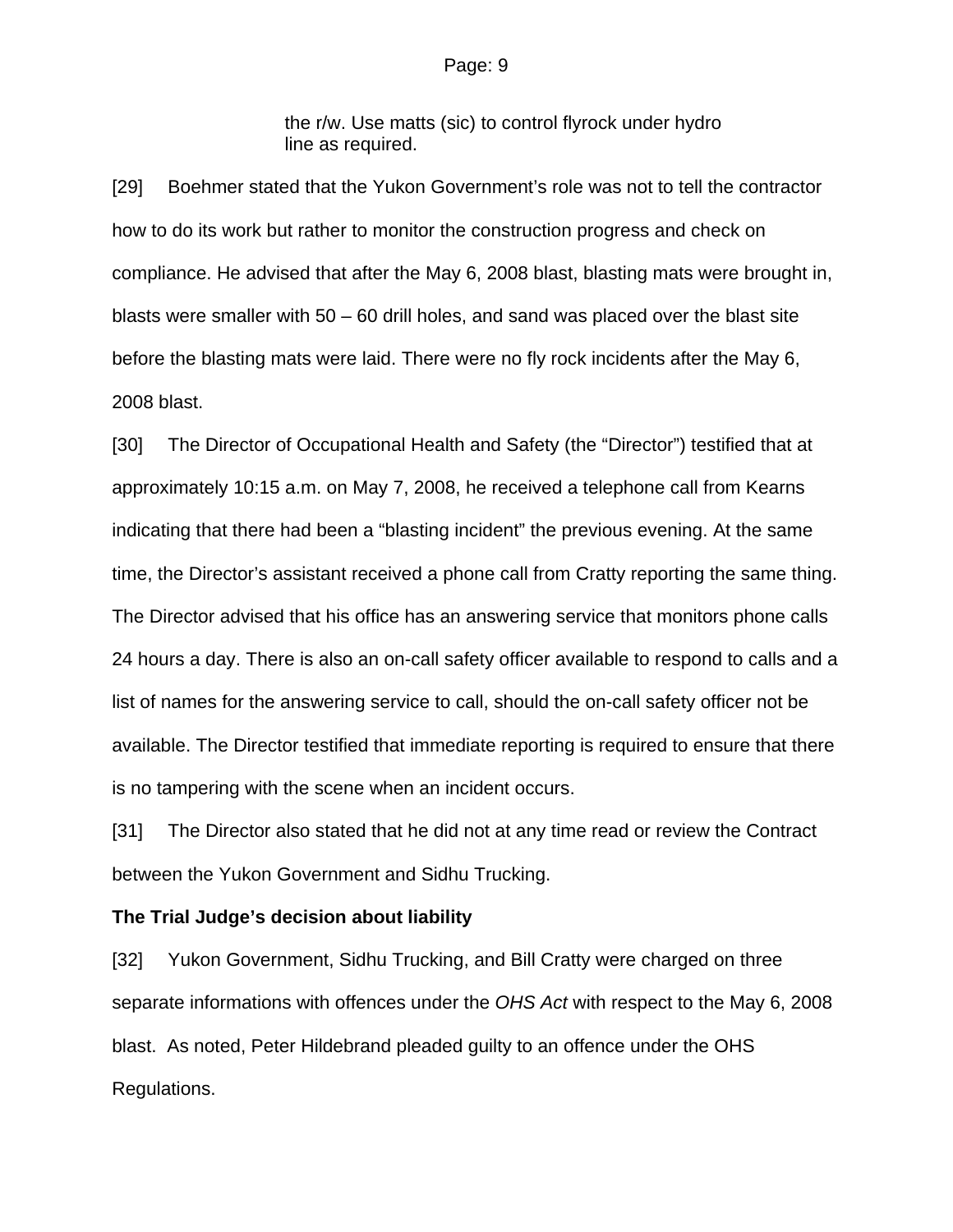> the r/w. Use matts (sic) to control flyrock under hydro line as required.

[29] Boehmer stated that the Yukon Government's role was not to tell the contractor how to do its work but rather to monitor the construction progress and check on compliance. He advised that after the May 6, 2008 blast, blasting mats were brought in, blasts were smaller with 50 – 60 drill holes, and sand was placed over the blast site before the blasting mats were laid. There were no fly rock incidents after the May 6, 2008 blast.

[30] The Director of Occupational Health and Safety (the "Director") testified that at approximately 10:15 a.m. on May 7, 2008, he received a telephone call from Kearns indicating that there had been a "blasting incident" the previous evening. At the same time, the Director's assistant received a phone call from Cratty reporting the same thing. The Director advised that his office has an answering service that monitors phone calls 24 hours a day. There is also an on-call safety officer available to respond to calls and a list of names for the answering service to call, should the on-call safety officer not be available. The Director testified that immediate reporting is required to ensure that there is no tampering with the scene when an incident occurs.

[31] The Director also stated that he did not at any time read or review the Contract between the Yukon Government and Sidhu Trucking.

**The Trial Judge's decision about liability**

[32] Yukon Government, Sidhu Trucking, and Bill Cratty were charged on three separate informations with offences under the *OHS Act* with respect to the May 6, 2008 blast. As noted, Peter Hildebrand pleaded guilty to an offence under the OHS Regulations.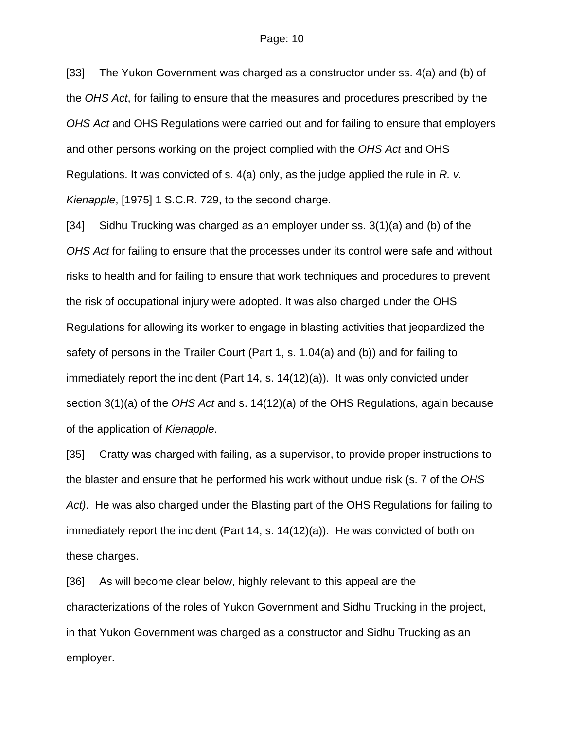[33] The Yukon Government was charged as a constructor under ss. 4(a) and (b) of the *OHS Act*, for failing to ensure that the measures and procedures prescribed by the *OHS Act* and OHS Regulations were carried out and for failing to ensure that employers and other persons working on the project complied with the *OHS Act* and OHS Regulations. It was convicted of s. 4(a) only, as the judge applied the rule in *R. v. Kienapple*, [1975] 1 S.C.R. 729, to the second charge.

[34] Sidhu Trucking was charged as an employer under ss. 3(1)(a) and (b) of the *OHS Act* for failing to ensure that the processes under its control were safe and without risks to health and for failing to ensure that work techniques and procedures to prevent the risk of occupational injury were adopted. It was also charged under the OHS Regulations for allowing its worker to engage in blasting activities that jeopardized the safety of persons in the Trailer Court (Part 1, s. 1.04(a) and (b)) and for failing to immediately report the incident (Part 14, s. 14(12)(a)). It was only convicted under section 3(1)(a) of the *OHS Act* and s. 14(12)(a) of the OHS Regulations, again because of the application of *Kienapple*.

[35] Cratty was charged with failing, as a supervisor, to provide proper instructions to the blaster and ensure that he performed his work without undue risk (s. 7 of the *OHS Act)*. He was also charged under the Blasting part of the OHS Regulations for failing to immediately report the incident (Part 14, s. 14(12)(a)). He was convicted of both on these charges.

[36] As will become clear below, highly relevant to this appeal are the characterizations of the roles of Yukon Government and Sidhu Trucking in the project, in that Yukon Government was charged as a constructor and Sidhu Trucking as an employer.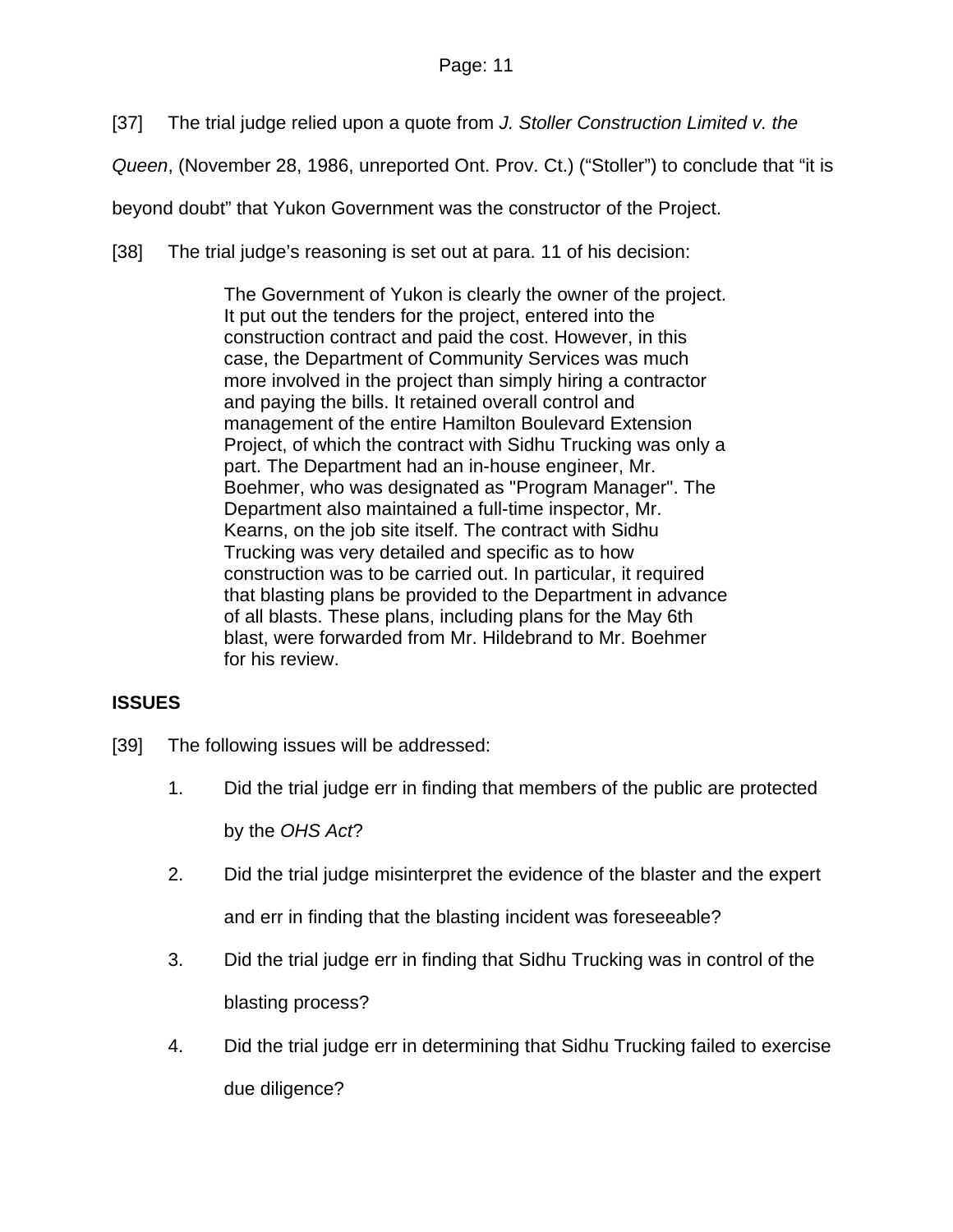[37] The trial judge relied upon a quote from *J. Stoller Construction Limited v. the Queen*, (November 28, 1986, unreported Ont. Prov. Ct.) ("Stoller") to conclude that "it is beyond doubt" that Yukon Government was the constructor of the Project.

[38] The trial judge's reasoning is set out at para. 11 of his decision:

> The Government of Yukon is clearly the owner of the project. It put out the tenders for the project, entered into the construction contract and paid the cost. However, in this case, the Department of Community Services was much more involved in the project than simply hiring a contractor and paying the bills. It retained overall control and management of the entire Hamilton Boulevard Extension Project, of which the contract with Sidhu Trucking was only a part. The Department had an in-house engineer, Mr. Boehmer, who was designated as "Program Manager". The Department also maintained a full-time inspector, Mr. Kearns, on the job site itself. The contract with Sidhu Trucking was very detailed and specific as to how construction was to be carried out. In particular, it required that blasting plans be provided to the Department in advance of all blasts. These plans, including plans for the May 6th blast, were forwarded from Mr. Hildebrand to Mr. Boehmer for his review.

**ISSUES**

[39] The following issues will be addressed:

1. Did the trial judge err in finding that members of the public are protected by the *OHS Act*?
2. Did the trial judge misinterpret the evidence of the blaster and the expert and err in finding that the blasting incident was foreseeable?
3. Did the trial judge err in finding that Sidhu Trucking was in control of the blasting process?
4. Did the trial judge err in determining that Sidhu Trucking failed to exercise due diligence?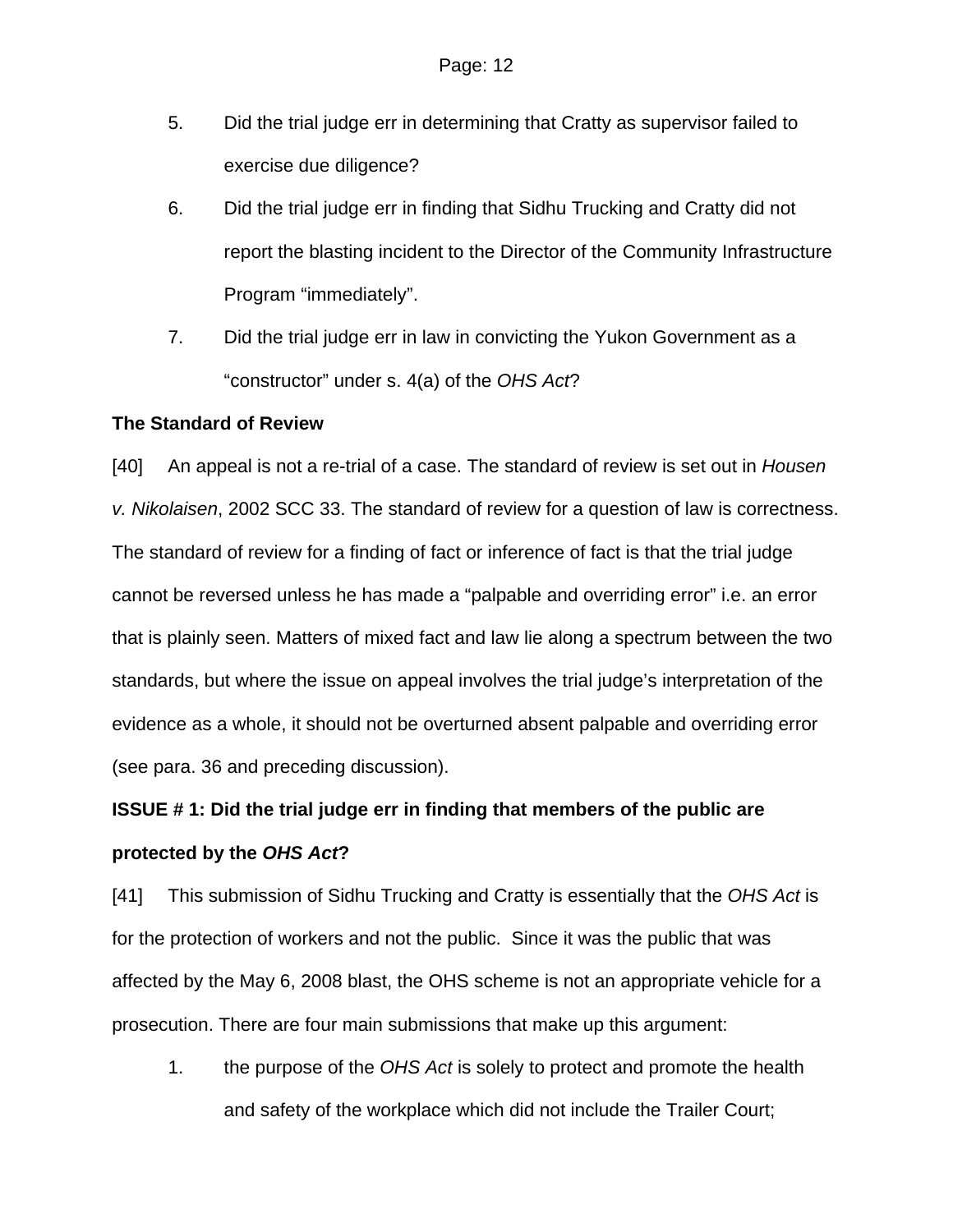5. Did the trial judge err in determining that Cratty as supervisor failed to exercise due diligence?
6. Did the trial judge err in finding that Sidhu Trucking and Cratty did not report the blasting incident to the Director of the Community Infrastructure Program "immediately".
7. Did the trial judge err in law in convicting the Yukon Government as a "constructor" under s. 4(a) of the *OHS Act*?

**The Standard of Review**

[40] An appeal is not a re-trial of a case. The standard of review is set out in *Housen v. Nikolaisen*, 2002 SCC 33. The standard of review for a question of law is correctness. The standard of review for a finding of fact or inference of fact is that the trial judge cannot be reversed unless he has made a "palpable and overriding error" i.e. an error that is plainly seen. Matters of mixed fact and law lie along a spectrum between the two standards, but where the issue on appeal involves the trial judge's interpretation of the evidence as a whole, it should not be overturned absent palpable and overriding error (see para. 36 and preceding discussion).

**ISSUE # 1: Did the trial judge err in finding that members of the public are protected by the *OHS Act*?**

[41] This submission of Sidhu Trucking and Cratty is essentially that the *OHS Act* is for the protection of workers and not the public. Since it was the public that was affected by the May 6, 2008 blast, the OHS scheme is not an appropriate vehicle for a prosecution. There are four main submissions that make up this argument:

1. the purpose of the *OHS Act* is solely to protect and promote the health and safety of the workplace which did not include the Trailer Court;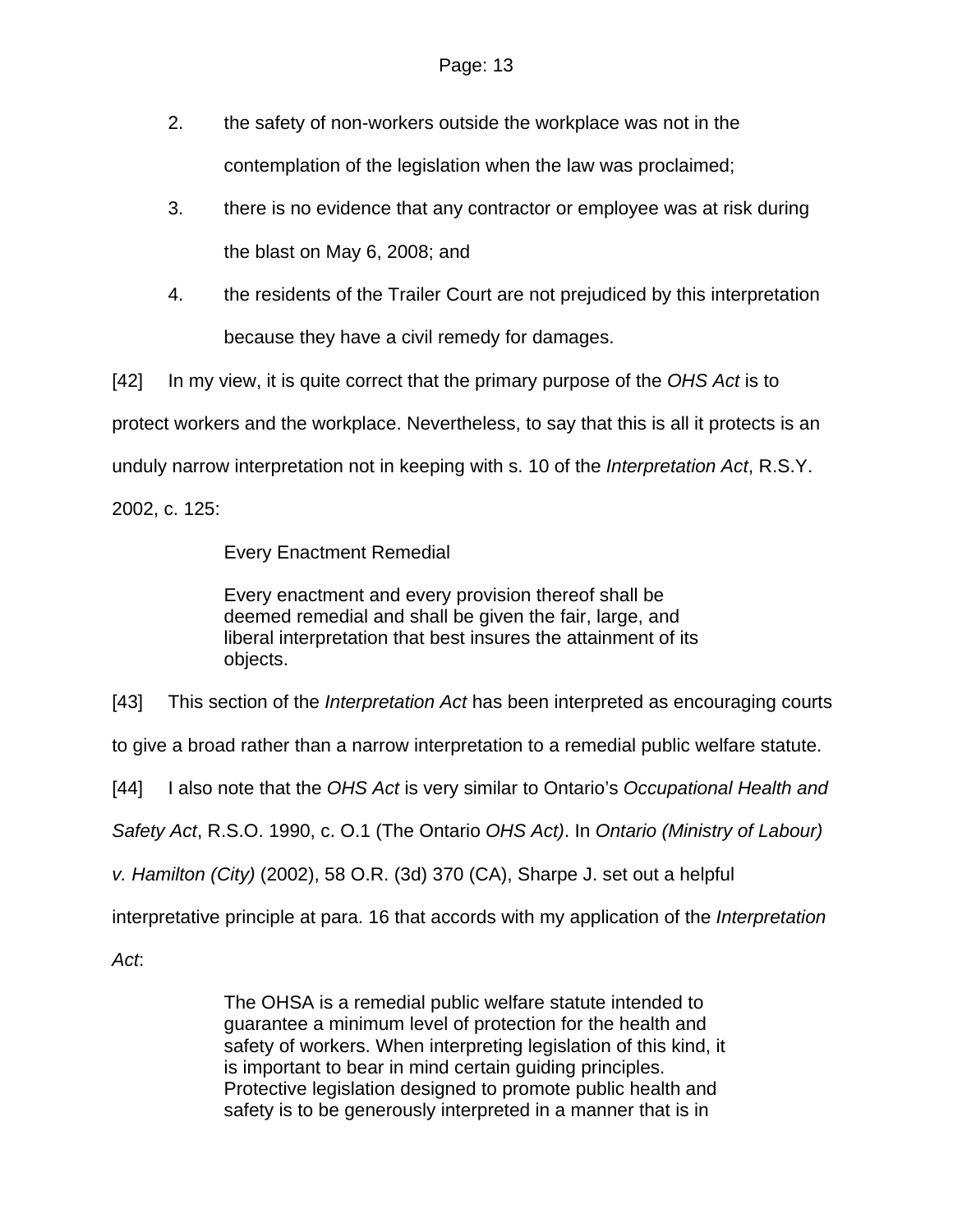2. the safety of non-workers outside the workplace was not in the contemplation of the legislation when the law was proclaimed;

3. there is no evidence that any contractor or employee was at risk during the blast on May 6, 2008; and

4. the residents of the Trailer Court are not prejudiced by this interpretation because they have a civil remedy for damages.

[42] In my view, it is quite correct that the primary purpose of the *OHS Act* is to protect workers and the workplace. Nevertheless, to say that this is all it protects is an unduly narrow interpretation not in keeping with s. 10 of the *Interpretation Act*, R.S.Y. 2002, c. 125:

> Every Enactment Remedial
>
> Every enactment and every provision thereof shall be deemed remedial and shall be given the fair, large, and liberal interpretation that best insures the attainment of its objects.

[43] This section of the *Interpretation Act* has been interpreted as encouraging courts to give a broad rather than a narrow interpretation to a remedial public welfare statute.

[44] I also note that the *OHS Act* is very similar to Ontario's *Occupational Health and Safety Act*, R.S.O. 1990, c. O.1 (The Ontario *OHS Act)*. In *Ontario (Ministry of Labour) v. Hamilton (City)* (2002), 58 O.R. (3d) 370 (CA), Sharpe J. set out a helpful interpretative principle at para. 16 that accords with my application of the *Interpretation Act*:

> The OHSA is a remedial public welfare statute intended to guarantee a minimum level of protection for the health and safety of workers. When interpreting legislation of this kind, it is important to bear in mind certain guiding principles. Protective legislation designed to promote public health and safety is to be generously interpreted in a manner that is in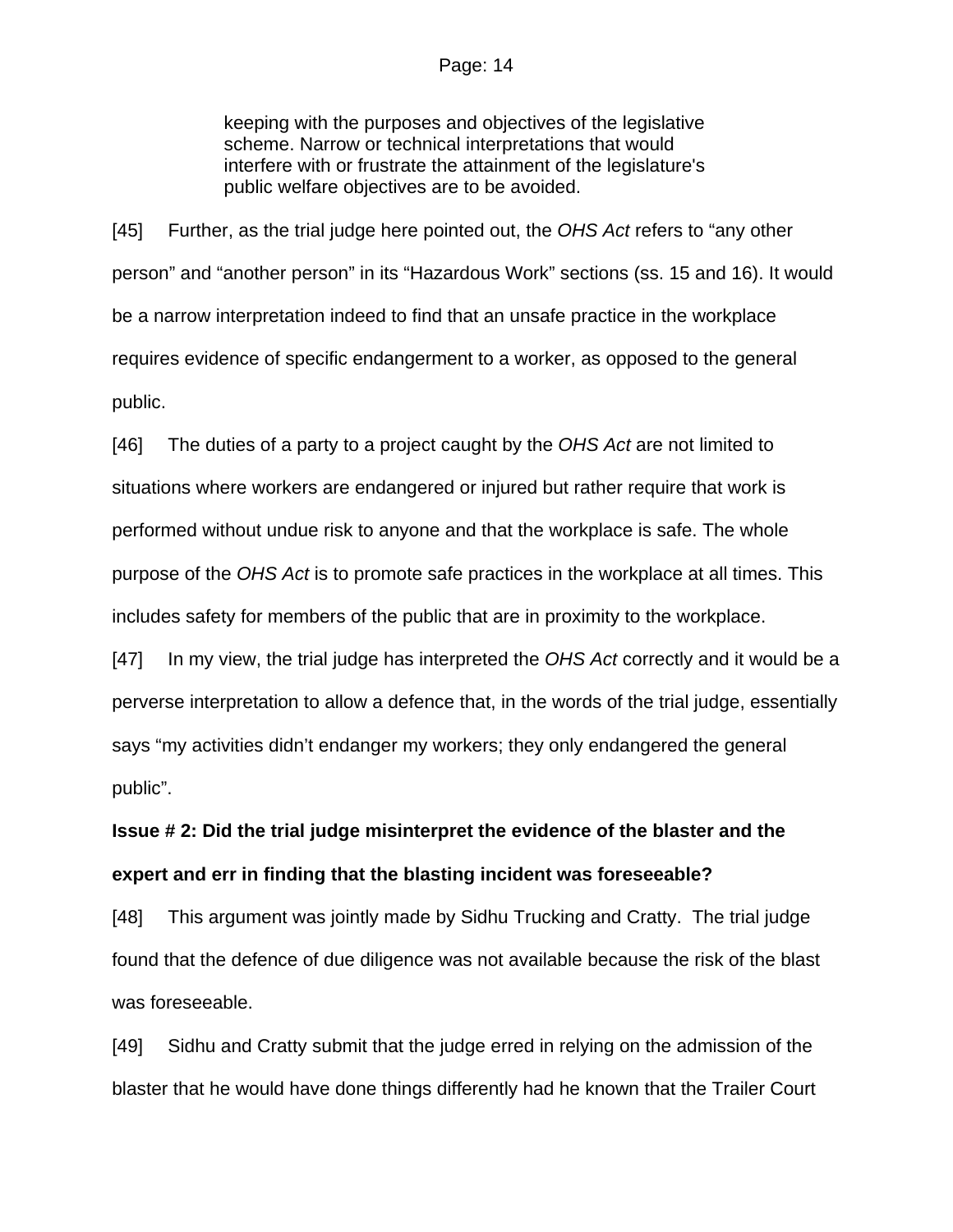> keeping with the purposes and objectives of the legislative scheme. Narrow or technical interpretations that would interfere with or frustrate the attainment of the legislature's public welfare objectives are to be avoided.

[45] Further, as the trial judge here pointed out, the *OHS Act* refers to “any other person” and “another person” in its “Hazardous Work” sections (ss. 15 and 16). It would be a narrow interpretation indeed to find that an unsafe practice in the workplace requires evidence of specific endangerment to a worker, as opposed to the general public.

[46] The duties of a party to a project caught by the *OHS Act* are not limited to situations where workers are endangered or injured but rather require that work is performed without undue risk to anyone and that the workplace is safe. The whole purpose of the *OHS Act* is to promote safe practices in the workplace at all times. This includes safety for members of the public that are in proximity to the workplace.

[47] In my view, the trial judge has interpreted the *OHS Act* correctly and it would be a perverse interpretation to allow a defence that, in the words of the trial judge, essentially says “my activities didn’t endanger my workers; they only endangered the general public”.

**Issue # 2: Did the trial judge misinterpret the evidence of the blaster and the expert and err in finding that the blasting incident was foreseeable?**

[48] This argument was jointly made by Sidhu Trucking and Cratty. The trial judge found that the defence of due diligence was not available because the risk of the blast was foreseeable.

[49] Sidhu and Cratty submit that the judge erred in relying on the admission of the blaster that he would have done things differently had he known that the Trailer Court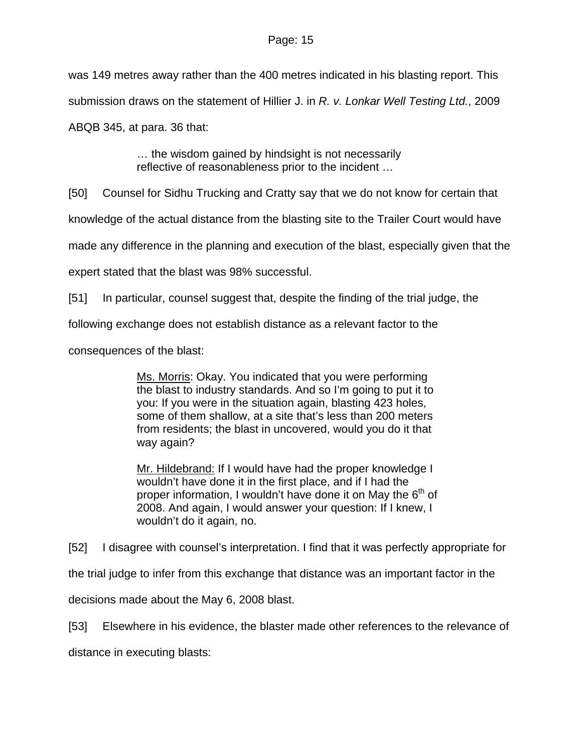was 149 metres away rather than the 400 metres indicated in his blasting report. This submission draws on the statement of Hillier J. in *R. v. Lonkar Well Testing Ltd.*, 2009 ABQB 345, at para. 36 that:

> … the wisdom gained by hindsight is not necessarily reflective of reasonableness prior to the incident …

[50] Counsel for Sidhu Trucking and Cratty say that we do not know for certain that knowledge of the actual distance from the blasting site to the Trailer Court would have made any difference in the planning and execution of the blast, especially given that the expert stated that the blast was 98% successful.

[51] In particular, counsel suggest that, despite the finding of the trial judge, the following exchange does not establish distance as a relevant factor to the consequences of the blast:

> <u>Ms. Morris</u>: Okay. You indicated that you were performing the blast to industry standards. And so I'm going to put it to you: If you were in the situation again, blasting 423 holes, some of them shallow, at a site that's less than 200 meters from residents; the blast in uncovered, would you do it that way again?
>
> <u>Mr. Hildebrand:</u> If I would have had the proper knowledge I wouldn't have done it in the first place, and if I had the proper information, I wouldn't have done it on May the 6th of 2008. And again, I would answer your question: If I knew, I wouldn't do it again, no.

[52] I disagree with counsel's interpretation. I find that it was perfectly appropriate for the trial judge to infer from this exchange that distance was an important factor in the decisions made about the May 6, 2008 blast.

[53] Elsewhere in his evidence, the blaster made other references to the relevance of distance in executing blasts: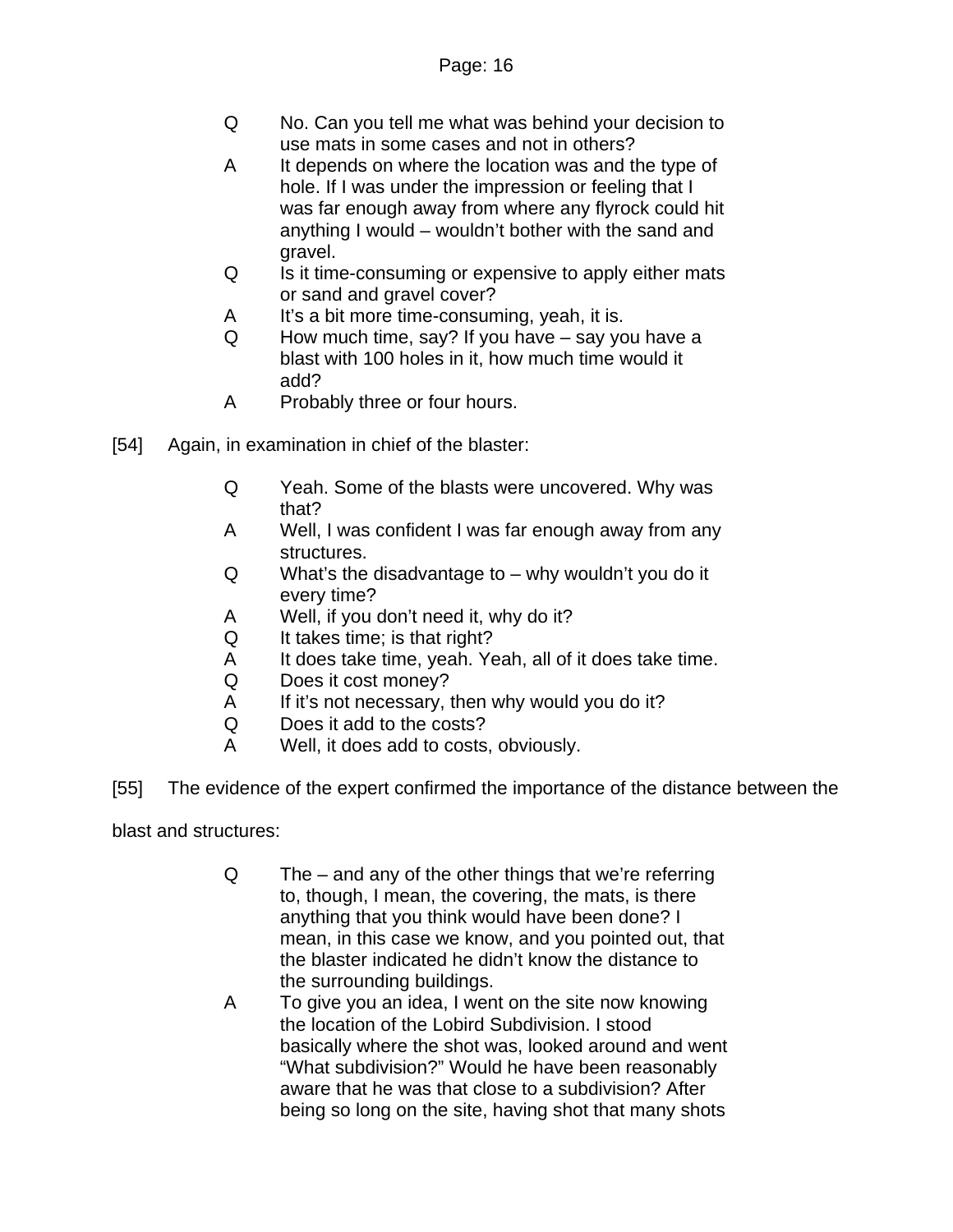> Q No. Can you tell me what was behind your decision to use mats in some cases and not in others?
>
> A It depends on where the location was and the type of hole. If I was under the impression or feeling that I was far enough away from where any flyrock could hit anything I would – wouldn't bother with the sand and gravel.
>
> Q Is it time-consuming or expensive to apply either mats or sand and gravel cover?
>
> A It's a bit more time-consuming, yeah, it is.
>
> Q How much time, say? If you have – say you have a blast with 100 holes in it, how much time would it add?
>
> A Probably three or four hours.

[54] Again, in examination in chief of the blaster:

> Q Yeah. Some of the blasts were uncovered. Why was that?
>
> A Well, I was confident I was far enough away from any structures.
>
> Q What's the disadvantage to – why wouldn't you do it every time?
>
> A Well, if you don't need it, why do it?
>
> Q It takes time; is that right?
>
> A It does take time, yeah. Yeah, all of it does take time.
>
> Q Does it cost money?
>
> A If it's not necessary, then why would you do it?
>
> Q Does it add to the costs?
>
> A Well, it does add to costs, obviously.

[55] The evidence of the expert confirmed the importance of the distance between the blast and structures:

> Q The – and any of the other things that we're referring to, though, I mean, the covering, the mats, is there anything that you think would have been done? I mean, in this case we know, and you pointed out, that the blaster indicated he didn't know the distance to the surrounding buildings.
>
> A To give you an idea, I went on the site now knowing the location of the Lobird Subdivision. I stood basically where the shot was, looked around and went "What subdivision?" Would he have been reasonably aware that he was that close to a subdivision? After being so long on the site, having shot that many shots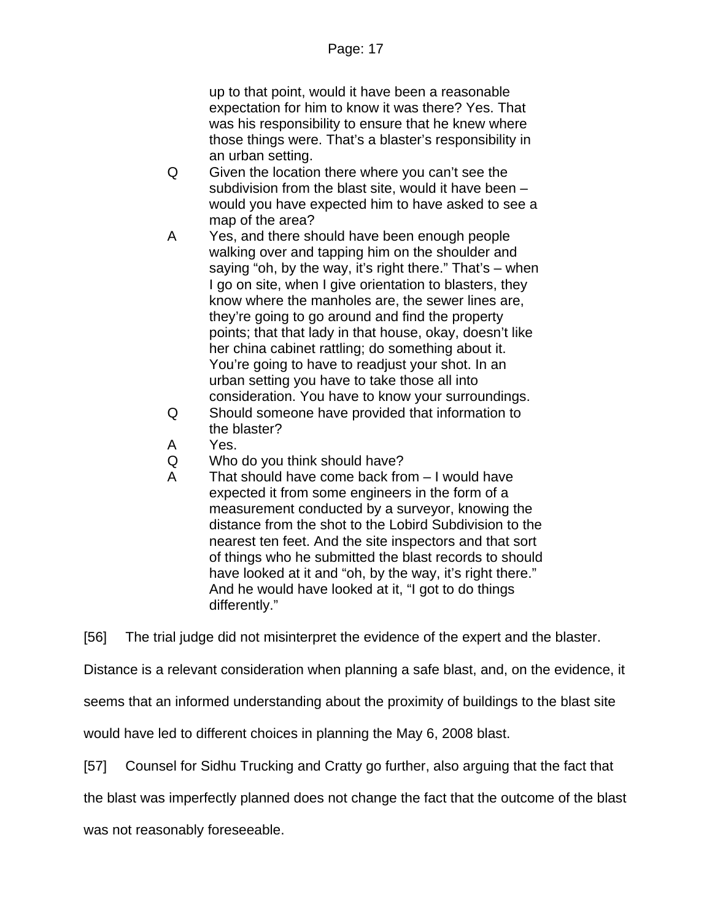> up to that point, would it have been a reasonable expectation for him to know it was there? Yes. That was his responsibility to ensure that he knew where those things were. That's a blaster's responsibility in an urban setting.
>
> Q Given the location there where you can't see the subdivision from the blast site, would it have been – would you have expected him to have asked to see a map of the area?
>
> A Yes, and there should have been enough people walking over and tapping him on the shoulder and saying "oh, by the way, it's right there." That's – when I go on site, when I give orientation to blasters, they know where the manholes are, the sewer lines are, they're going to go around and find the property points; that that lady in that house, okay, doesn't like her china cabinet rattling; do something about it. You're going to have to readjust your shot. In an urban setting you have to take those all into consideration. You have to know your surroundings.
>
> Q Should someone have provided that information to the blaster?
>
> A Yes.
>
> Q Who do you think should have?
>
> A That should have come back from – I would have expected it from some engineers in the form of a measurement conducted by a surveyor, knowing the distance from the shot to the Lobird Subdivision to the nearest ten feet. And the site inspectors and that sort of things who he submitted the blast records to should have looked at it and "oh, by the way, it's right there." And he would have looked at it, "I got to do things differently."

[56] The trial judge did not misinterpret the evidence of the expert and the blaster. Distance is a relevant consideration when planning a safe blast, and, on the evidence, it seems that an informed understanding about the proximity of buildings to the blast site would have led to different choices in planning the May 6, 2008 blast.

[57] Counsel for Sidhu Trucking and Cratty go further, also arguing that the fact that the blast was imperfectly planned does not change the fact that the outcome of the blast was not reasonably foreseeable.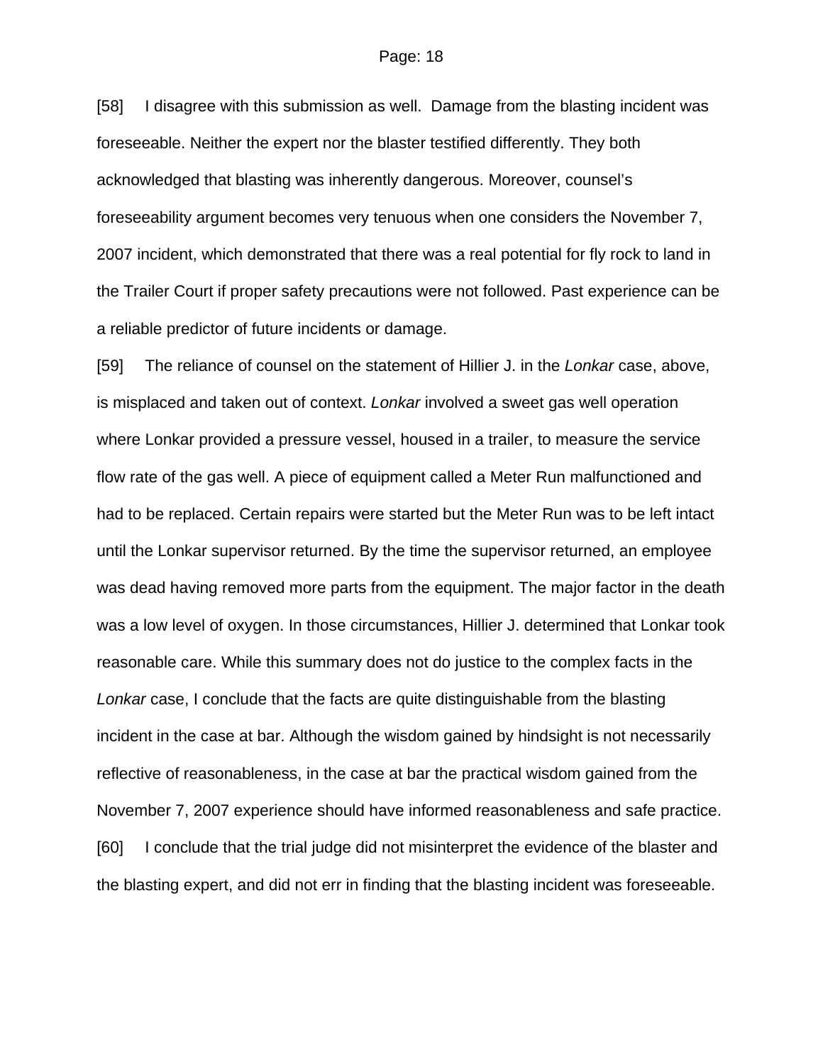[58] I disagree with this submission as well. Damage from the blasting incident was foreseeable. Neither the expert nor the blaster testified differently. They both acknowledged that blasting was inherently dangerous. Moreover, counsel's foreseeability argument becomes very tenuous when one considers the November 7, 2007 incident, which demonstrated that there was a real potential for fly rock to land in the Trailer Court if proper safety precautions were not followed. Past experience can be a reliable predictor of future incidents or damage.

[59] The reliance of counsel on the statement of Hillier J. in the *Lonkar* case, above, is misplaced and taken out of context. *Lonkar* involved a sweet gas well operation where Lonkar provided a pressure vessel, housed in a trailer, to measure the service flow rate of the gas well. A piece of equipment called a Meter Run malfunctioned and had to be replaced. Certain repairs were started but the Meter Run was to be left intact until the Lonkar supervisor returned. By the time the supervisor returned, an employee was dead having removed more parts from the equipment. The major factor in the death was a low level of oxygen. In those circumstances, Hillier J. determined that Lonkar took reasonable care. While this summary does not do justice to the complex facts in the *Lonkar* case, I conclude that the facts are quite distinguishable from the blasting incident in the case at bar. Although the wisdom gained by hindsight is not necessarily reflective of reasonableness, in the case at bar the practical wisdom gained from the November 7, 2007 experience should have informed reasonableness and safe practice.

[60] I conclude that the trial judge did not misinterpret the evidence of the blaster and the blasting expert, and did not err in finding that the blasting incident was foreseeable.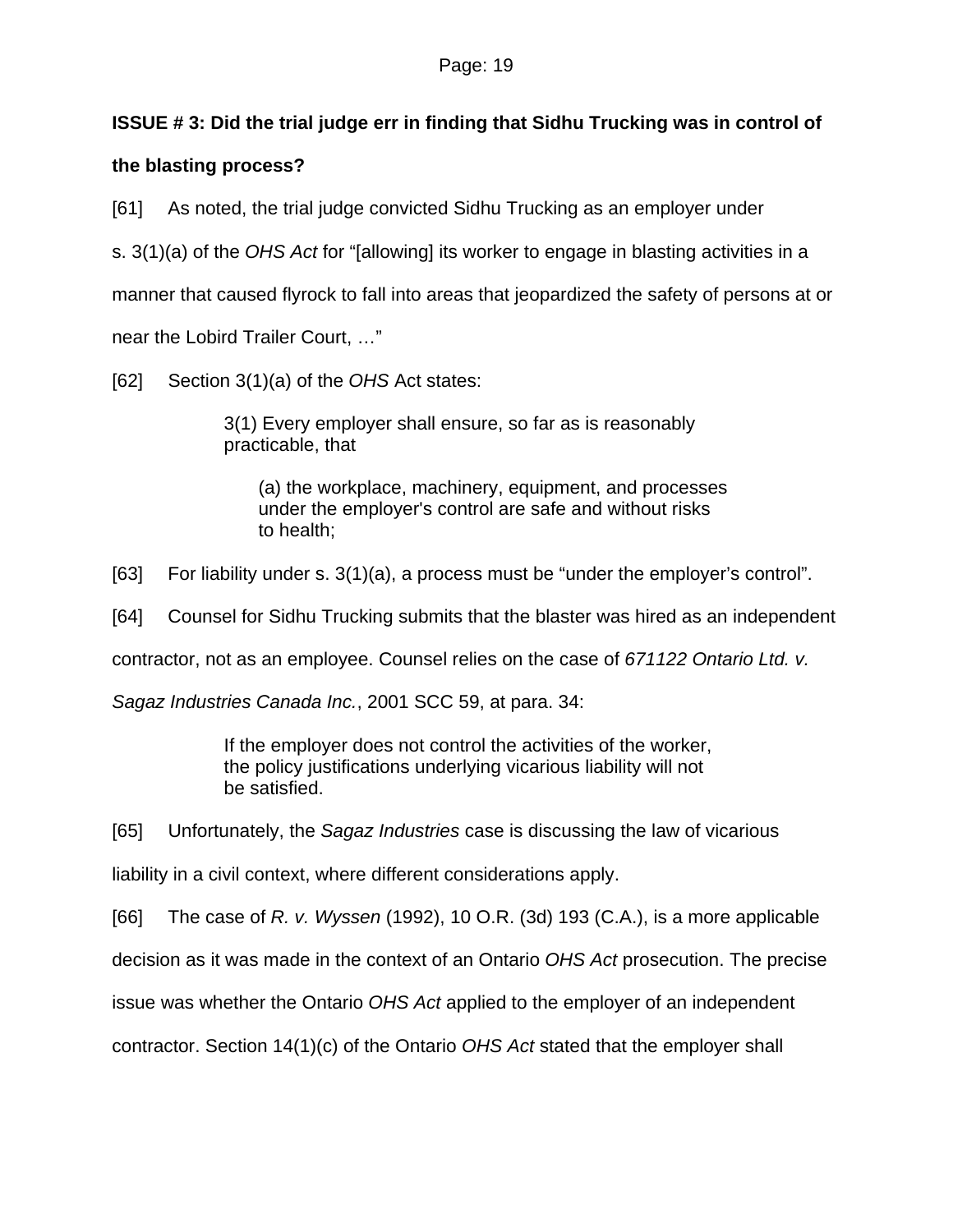**ISSUE # 3: Did the trial judge err in finding that Sidhu Trucking was in control of the blasting process?**

[61] As noted, the trial judge convicted Sidhu Trucking as an employer under s. 3(1)(a) of the *OHS Act* for "[allowing] its worker to engage in blasting activities in a manner that caused flyrock to fall into areas that jeopardized the safety of persons at or near the Lobird Trailer Court, …"

[62] Section 3(1)(a) of the *OHS* Act states:

> 3(1) Every employer shall ensure, so far as is reasonably practicable, that
>
> > (a) the workplace, machinery, equipment, and processes under the employer's control are safe and without risks to health;

[63] For liability under s. 3(1)(a), a process must be "under the employer's control".

[64] Counsel for Sidhu Trucking submits that the blaster was hired as an independent contractor, not as an employee. Counsel relies on the case of *671122 Ontario Ltd. v. Sagaz Industries Canada Inc.*, 2001 SCC 59, at para. 34:

> If the employer does not control the activities of the worker, the policy justifications underlying vicarious liability will not be satisfied.

[65] Unfortunately, the *Sagaz Industries* case is discussing the law of vicarious liability in a civil context, where different considerations apply.

[66] The case of *R. v. Wyssen* (1992), 10 O.R. (3d) 193 (C.A.), is a more applicable decision as it was made in the context of an Ontario *OHS Act* prosecution. The precise issue was whether the Ontario *OHS Act* applied to the employer of an independent contractor. Section 14(1)(c) of the Ontario *OHS Act* stated that the employer shall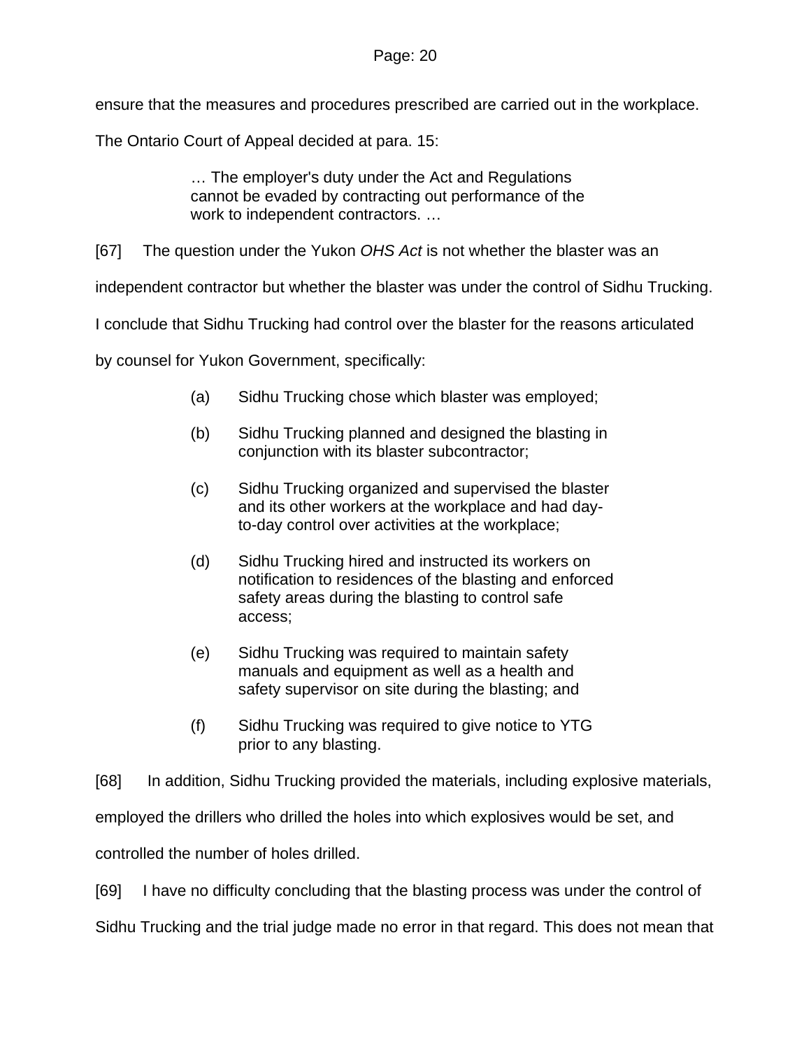ensure that the measures and procedures prescribed are carried out in the workplace.

The Ontario Court of Appeal decided at para. 15:

> … The employer's duty under the Act and Regulations cannot be evaded by contracting out performance of the work to independent contractors. …

[67] The question under the Yukon *OHS Act* is not whether the blaster was an independent contractor but whether the blaster was under the control of Sidhu Trucking. I conclude that Sidhu Trucking had control over the blaster for the reasons articulated by counsel for Yukon Government, specifically:

> (a) Sidhu Trucking chose which blaster was employed;
>
> (b) Sidhu Trucking planned and designed the blasting in conjunction with its blaster subcontractor;
>
> (c) Sidhu Trucking organized and supervised the blaster and its other workers at the workplace and had day-to-day control over activities at the workplace;
>
> (d) Sidhu Trucking hired and instructed its workers on notification to residences of the blasting and enforced safety areas during the blasting to control safe access;
>
> (e) Sidhu Trucking was required to maintain safety manuals and equipment as well as a health and safety supervisor on site during the blasting; and
>
> (f) Sidhu Trucking was required to give notice to YTG prior to any blasting.

[68] In addition, Sidhu Trucking provided the materials, including explosive materials, employed the drillers who drilled the holes into which explosives would be set, and controlled the number of holes drilled.

[69] I have no difficulty concluding that the blasting process was under the control of Sidhu Trucking and the trial judge made no error in that regard. This does not mean that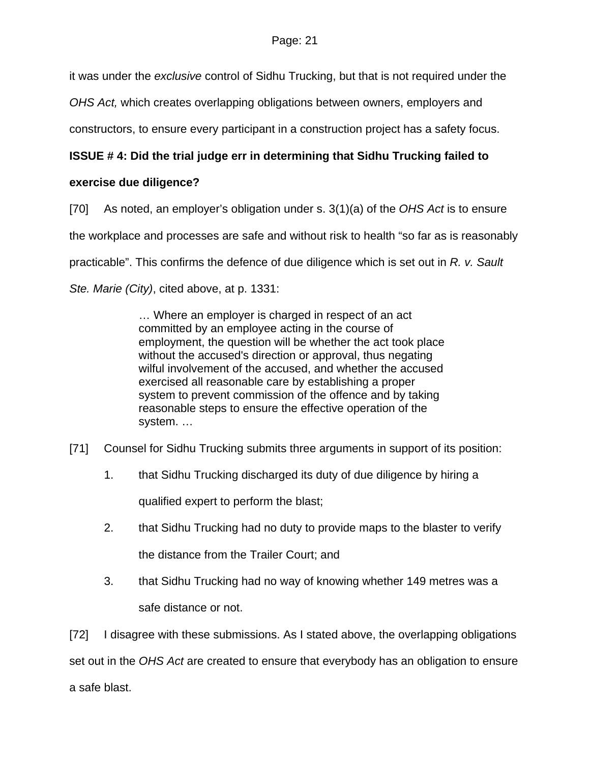it was under the *exclusive* control of Sidhu Trucking, but that is not required under the *OHS Act,* which creates overlapping obligations between owners, employers and constructors, to ensure every participant in a construction project has a safety focus.

**ISSUE # 4: Did the trial judge err in determining that Sidhu Trucking failed to exercise due diligence?**

[70] As noted, an employer's obligation under s. 3(1)(a) of the *OHS Act* is to ensure the workplace and processes are safe and without risk to health "so far as is reasonably practicable". This confirms the defence of due diligence which is set out in *R. v. Sault Ste. Marie (City)*, cited above, at p. 1331:

> … Where an employer is charged in respect of an act committed by an employee acting in the course of employment, the question will be whether the act took place without the accused's direction or approval, thus negating wilful involvement of the accused, and whether the accused exercised all reasonable care by establishing a proper system to prevent commission of the offence and by taking reasonable steps to ensure the effective operation of the system. …

[71] Counsel for Sidhu Trucking submits three arguments in support of its position:

1. that Sidhu Trucking discharged its duty of due diligence by hiring a qualified expert to perform the blast;
2. that Sidhu Trucking had no duty to provide maps to the blaster to verify the distance from the Trailer Court; and
3. that Sidhu Trucking had no way of knowing whether 149 metres was a safe distance or not.

[72] I disagree with these submissions. As I stated above, the overlapping obligations set out in the *OHS Act* are created to ensure that everybody has an obligation to ensure a safe blast.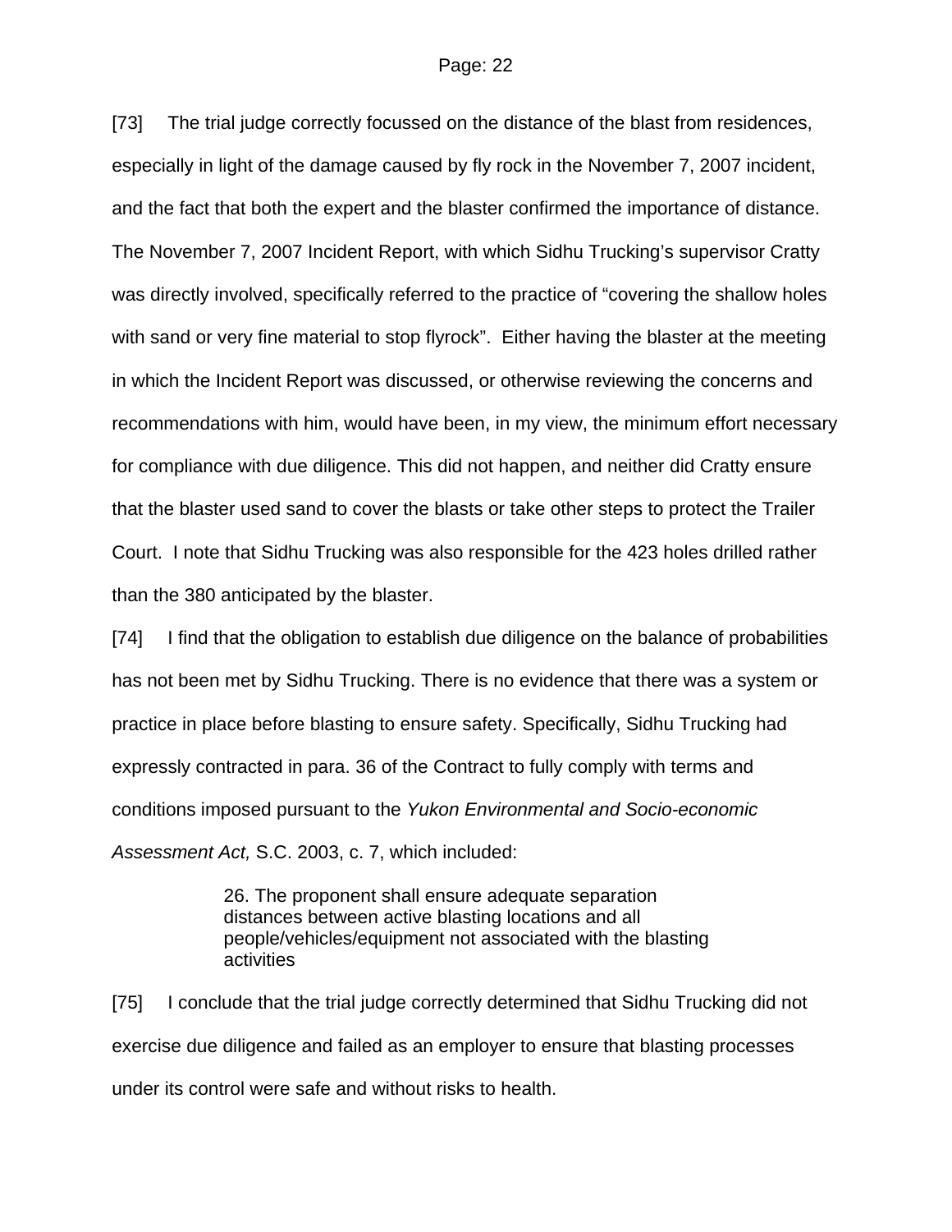[73] The trial judge correctly focussed on the distance of the blast from residences, especially in light of the damage caused by fly rock in the November 7, 2007 incident, and the fact that both the expert and the blaster confirmed the importance of distance. The November 7, 2007 Incident Report, with which Sidhu Trucking's supervisor Cratty was directly involved, specifically referred to the practice of "covering the shallow holes with sand or very fine material to stop flyrock". Either having the blaster at the meeting in which the Incident Report was discussed, or otherwise reviewing the concerns and recommendations with him, would have been, in my view, the minimum effort necessary for compliance with due diligence. This did not happen, and neither did Cratty ensure that the blaster used sand to cover the blasts or take other steps to protect the Trailer Court. I note that Sidhu Trucking was also responsible for the 423 holes drilled rather than the 380 anticipated by the blaster.

[74] I find that the obligation to establish due diligence on the balance of probabilities has not been met by Sidhu Trucking. There is no evidence that there was a system or practice in place before blasting to ensure safety. Specifically, Sidhu Trucking had expressly contracted in para. 36 of the Contract to fully comply with terms and conditions imposed pursuant to the *Yukon Environmental and Socio-economic Assessment Act,* S.C. 2003, c. 7, which included:

> 26. The proponent shall ensure adequate separation distances between active blasting locations and all people/vehicles/equipment not associated with the blasting activities

[75] I conclude that the trial judge correctly determined that Sidhu Trucking did not exercise due diligence and failed as an employer to ensure that blasting processes under its control were safe and without risks to health.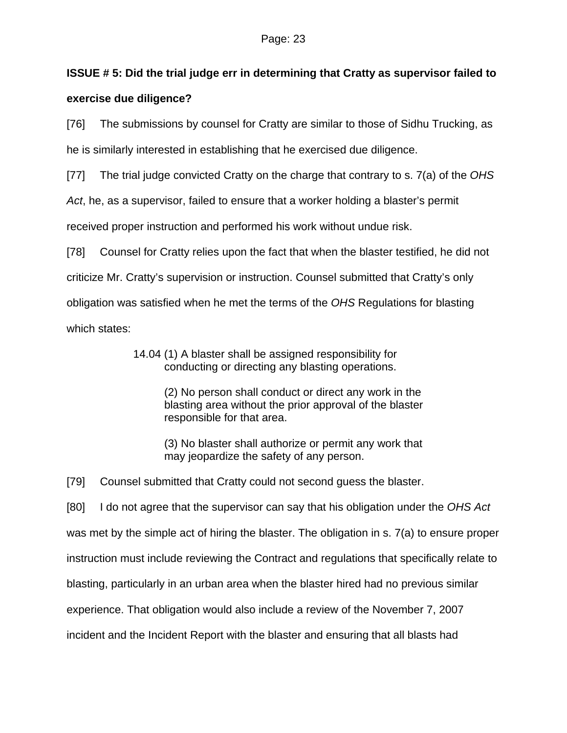**ISSUE # 5: Did the trial judge err in determining that Cratty as supervisor failed to exercise due diligence?**

[76] The submissions by counsel for Cratty are similar to those of Sidhu Trucking, as he is similarly interested in establishing that he exercised due diligence.

[77] The trial judge convicted Cratty on the charge that contrary to s. 7(a) of the *OHS Act*, he, as a supervisor, failed to ensure that a worker holding a blaster's permit received proper instruction and performed his work without undue risk.

[78] Counsel for Cratty relies upon the fact that when the blaster testified, he did not criticize Mr. Cratty's supervision or instruction. Counsel submitted that Cratty's only obligation was satisfied when he met the terms of the *OHS* Regulations for blasting which states:

> 14.04 (1) A blaster shall be assigned responsibility for conducting or directing any blasting operations.
>
> (2) No person shall conduct or direct any work in the blasting area without the prior approval of the blaster responsible for that area.
>
> (3) No blaster shall authorize or permit any work that may jeopardize the safety of any person.

[79] Counsel submitted that Cratty could not second guess the blaster.

[80] I do not agree that the supervisor can say that his obligation under the *OHS Act* was met by the simple act of hiring the blaster. The obligation in s. 7(a) to ensure proper instruction must include reviewing the Contract and regulations that specifically relate to blasting, particularly in an urban area when the blaster hired had no previous similar experience. That obligation would also include a review of the November 7, 2007 incident and the Incident Report with the blaster and ensuring that all blasts had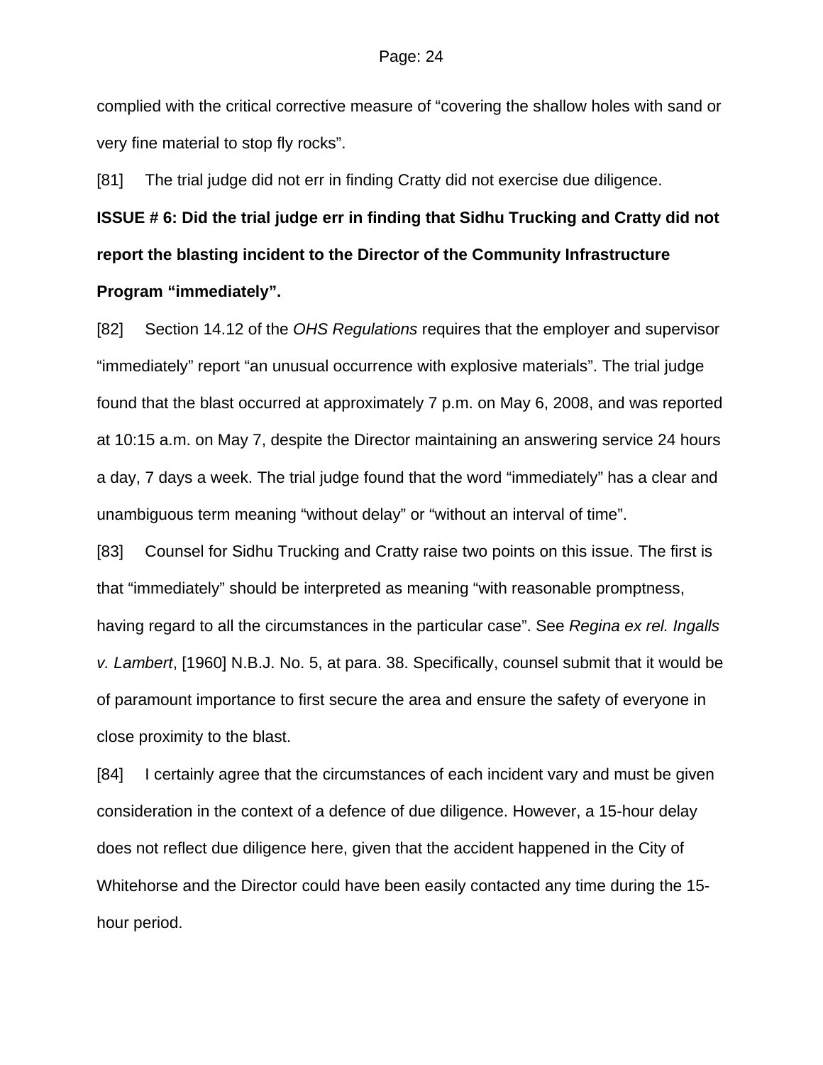complied with the critical corrective measure of “covering the shallow holes with sand or very fine material to stop fly rocks”.

[81] The trial judge did not err in finding Cratty did not exercise due diligence.

**ISSUE # 6: Did the trial judge err in finding that Sidhu Trucking and Cratty did not report the blasting incident to the Director of the Community Infrastructure Program “immediately”.**

[82] Section 14.12 of the *OHS Regulations* requires that the employer and supervisor “immediately” report “an unusual occurrence with explosive materials”. The trial judge found that the blast occurred at approximately 7 p.m. on May 6, 2008, and was reported at 10:15 a.m. on May 7, despite the Director maintaining an answering service 24 hours a day, 7 days a week. The trial judge found that the word “immediately” has a clear and unambiguous term meaning “without delay” or “without an interval of time”.

[83] Counsel for Sidhu Trucking and Cratty raise two points on this issue. The first is that “immediately” should be interpreted as meaning “with reasonable promptness, having regard to all the circumstances in the particular case”. See *Regina ex rel. Ingalls v. Lambert*, [1960] N.B.J. No. 5, at para. 38. Specifically, counsel submit that it would be of paramount importance to first secure the area and ensure the safety of everyone in close proximity to the blast.

[84] I certainly agree that the circumstances of each incident vary and must be given consideration in the context of a defence of due diligence. However, a 15-hour delay does not reflect due diligence here, given that the accident happened in the City of Whitehorse and the Director could have been easily contacted any time during the 15-hour period.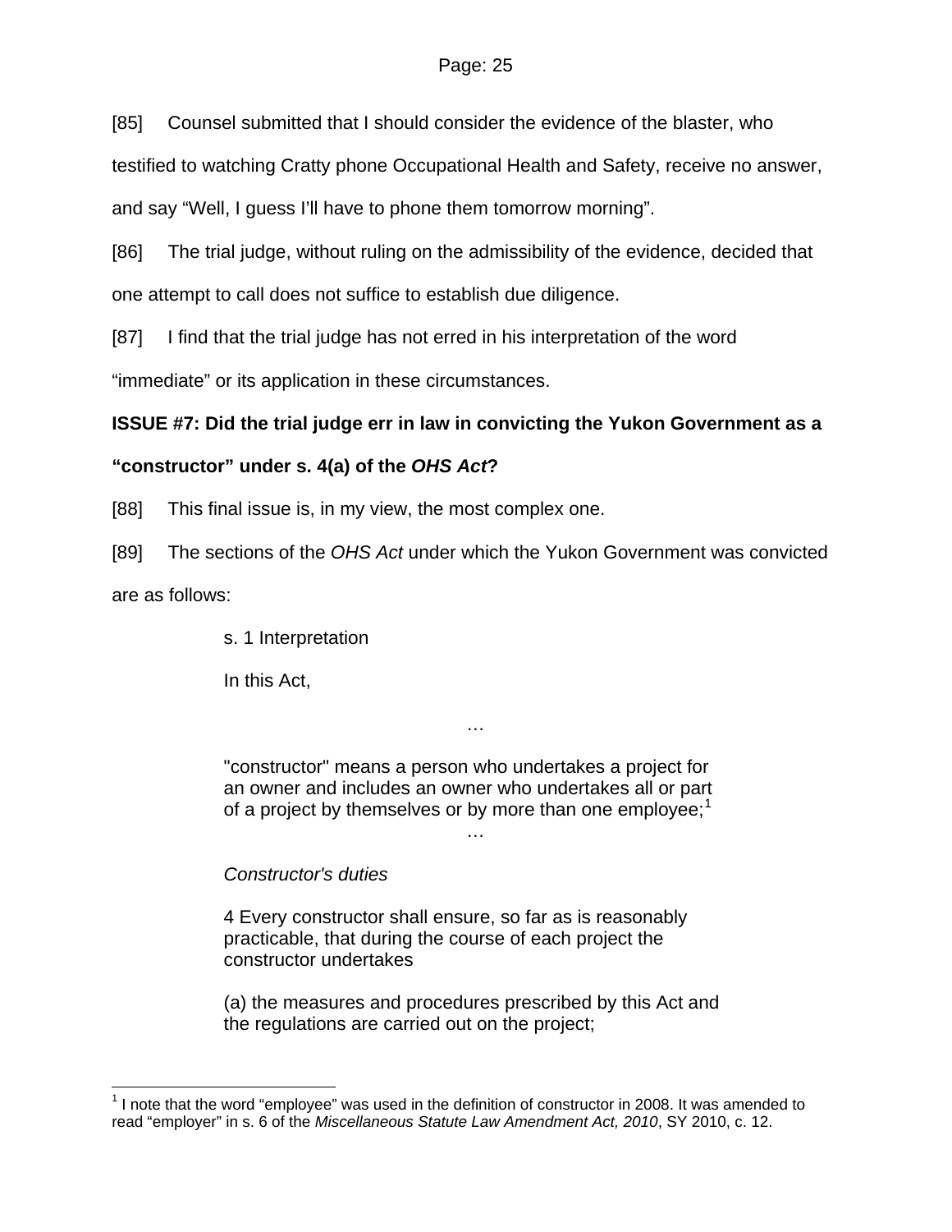[85] Counsel submitted that I should consider the evidence of the blaster, who testified to watching Cratty phone Occupational Health and Safety, receive no answer, and say “Well, I guess I’ll have to phone them tomorrow morning”.

[86] The trial judge, without ruling on the admissibility of the evidence, decided that one attempt to call does not suffice to establish due diligence.

[87] I find that the trial judge has not erred in his interpretation of the word “immediate” or its application in these circumstances.

**ISSUE #7: Did the trial judge err in law in convicting the Yukon Government as a “constructor” under s. 4(a) of the *OHS Act*?**

[88] This final issue is, in my view, the most complex one.

[89] The sections of the *OHS Act* under which the Yukon Government was convicted are as follows:

> s. 1 Interpretation
>
> In this Act,
>
> …
>
> "constructor" means a person who undertakes a project for an owner and includes an owner who undertakes all or part of a project by themselves or by more than one employee;[1]
>
> …
>
> *Constructor's duties*
>
> 4 Every constructor shall ensure, so far as is reasonably practicable, that during the course of each project the constructor undertakes
>
> (a) the measures and procedures prescribed by this Act and the regulations are carried out on the project;

---

[1] I note that the word “employee” was used in the definition of constructor in 2008. It was amended to read “employer” in s. 6 of the *Miscellaneous Statute Law Amendment Act, 2010*, SY 2010, c. 12.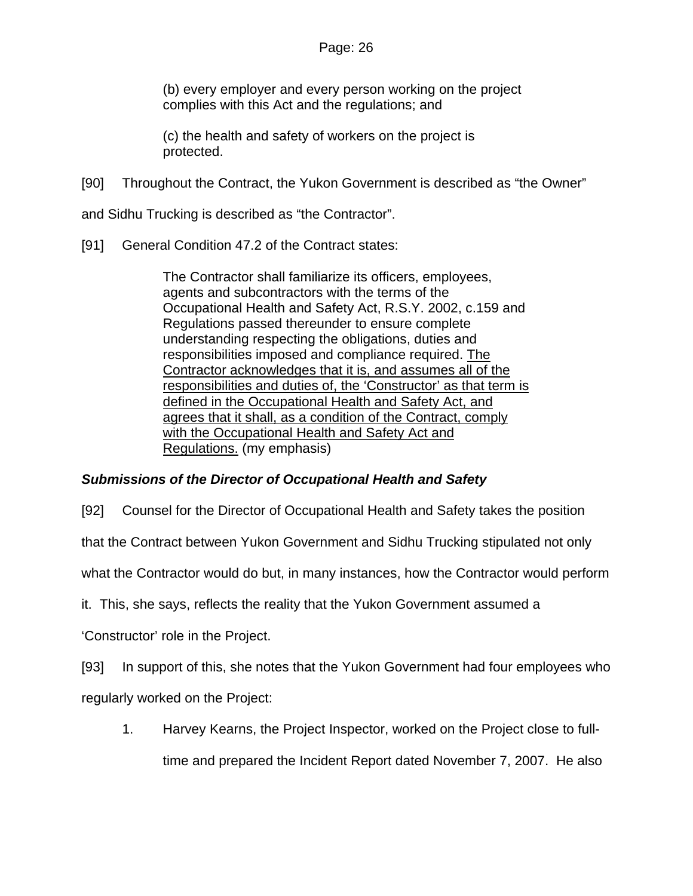(b) every employer and every person working on the project complies with this Act and the regulations; and

(c) the health and safety of workers on the project is protected.

[90] Throughout the Contract, the Yukon Government is described as "the Owner" and Sidhu Trucking is described as "the Contractor".

[91] General Condition 47.2 of the Contract states:

> The Contractor shall familiarize its officers, employees, agents and subcontractors with the terms of the Occupational Health and Safety Act, R.S.Y. 2002, c.159 and Regulations passed thereunder to ensure complete understanding respecting the obligations, duties and responsibilities imposed and compliance required. <u>The Contractor acknowledges that it is, and assumes all of the responsibilities and duties of, the 'Constructor' as that term is defined in the Occupational Health and Safety Act, and agrees that it shall, as a condition of the Contract, comply with the Occupational Health and Safety Act and Regulations.</u> (my emphasis)

### *Submissions of the Director of Occupational Health and Safety*

[92] Counsel for the Director of Occupational Health and Safety takes the position that the Contract between Yukon Government and Sidhu Trucking stipulated not only what the Contractor would do but, in many instances, how the Contractor would perform it. This, she says, reflects the reality that the Yukon Government assumed a 'Constructor' role in the Project.

[93] In support of this, she notes that the Yukon Government had four employees who regularly worked on the Project:

1. Harvey Kearns, the Project Inspector, worked on the Project close to full-time and prepared the Incident Report dated November 7, 2007. He also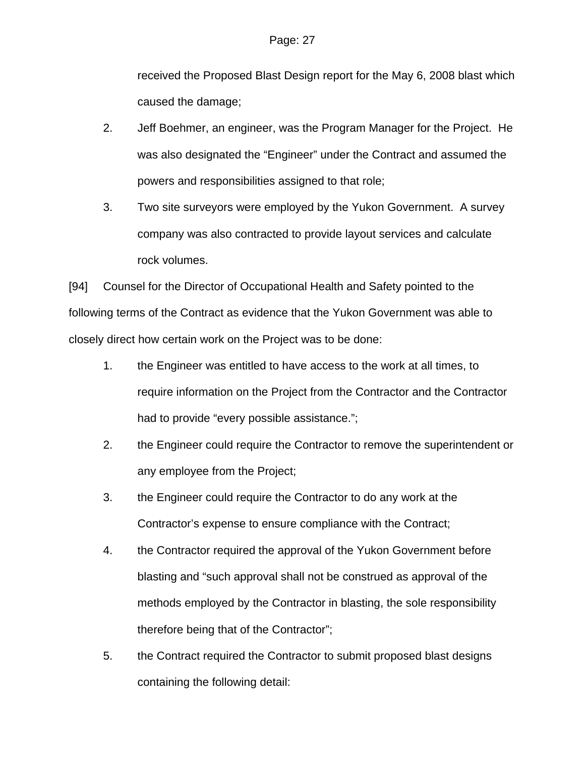received the Proposed Blast Design report for the May 6, 2008 blast which caused the damage;

2. Jeff Boehmer, an engineer, was the Program Manager for the Project. He was also designated the “Engineer” under the Contract and assumed the powers and responsibilities assigned to that role;

3. Two site surveyors were employed by the Yukon Government. A survey company was also contracted to provide layout services and calculate rock volumes.

[94] Counsel for the Director of Occupational Health and Safety pointed to the following terms of the Contract as evidence that the Yukon Government was able to closely direct how certain work on the Project was to be done:

1. the Engineer was entitled to have access to the work at all times, to require information on the Project from the Contractor and the Contractor had to provide “every possible assistance.”;

2. the Engineer could require the Contractor to remove the superintendent or any employee from the Project;

3. the Engineer could require the Contractor to do any work at the Contractor’s expense to ensure compliance with the Contract;

4. the Contractor required the approval of the Yukon Government before blasting and “such approval shall not be construed as approval of the methods employed by the Contractor in blasting, the sole responsibility therefore being that of the Contractor”;

5. the Contract required the Contractor to submit proposed blast designs containing the following detail: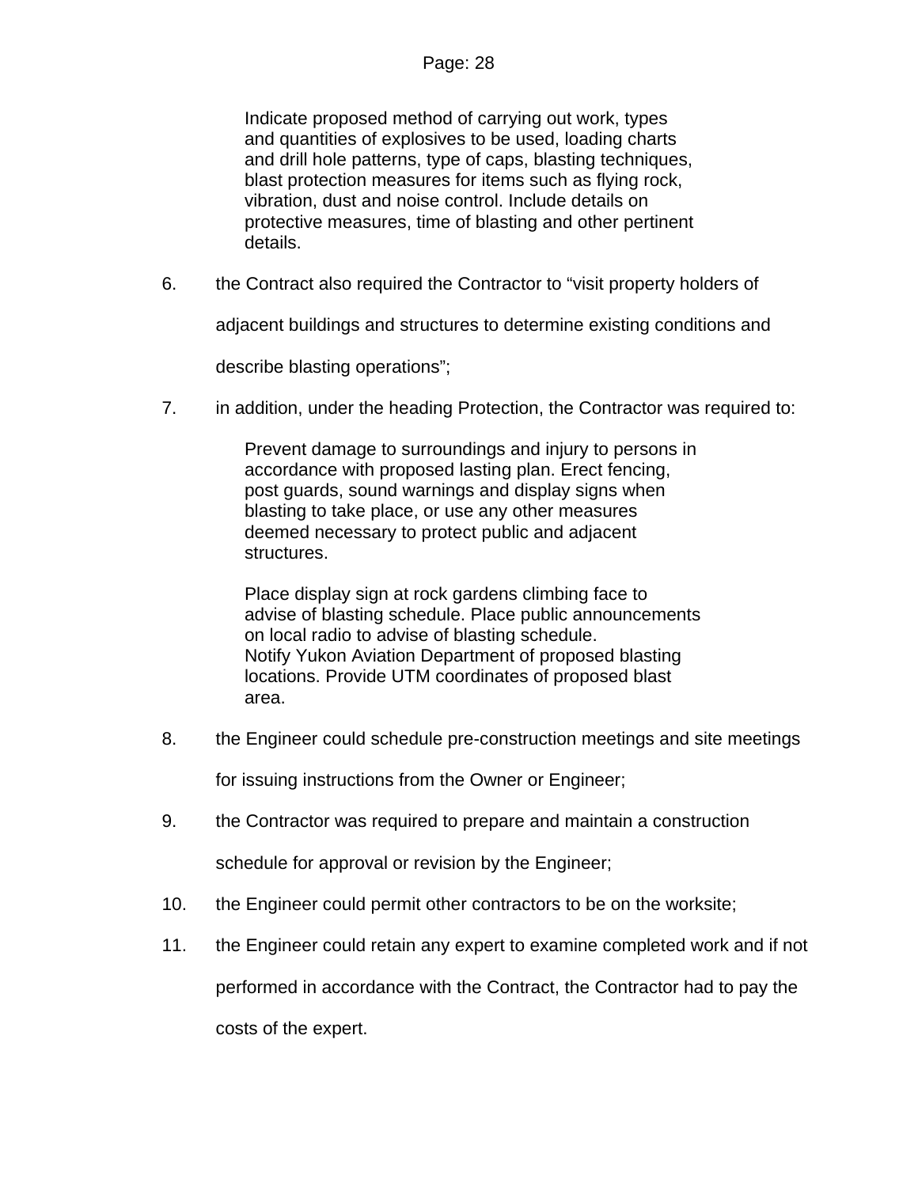> Indicate proposed method of carrying out work, types and quantities of explosives to be used, loading charts and drill hole patterns, type of caps, blasting techniques, blast protection measures for items such as flying rock, vibration, dust and noise control. Include details on protective measures, time of blasting and other pertinent details.

6. the Contract also required the Contractor to "visit property holders of adjacent buildings and structures to determine existing conditions and describe blasting operations";

7. in addition, under the heading Protection, the Contractor was required to:

> Prevent damage to surroundings and injury to persons in accordance with proposed lasting plan. Erect fencing, post guards, sound warnings and display signs when blasting to take place, or use any other measures deemed necessary to protect public and adjacent structures.
>
> Place display sign at rock gardens climbing face to advise of blasting schedule. Place public announcements on local radio to advise of blasting schedule. Notify Yukon Aviation Department of proposed blasting locations. Provide UTM coordinates of proposed blast area.

8. the Engineer could schedule pre-construction meetings and site meetings for issuing instructions from the Owner or Engineer;

9. the Contractor was required to prepare and maintain a construction schedule for approval or revision by the Engineer;

10. the Engineer could permit other contractors to be on the worksite;

11. the Engineer could retain any expert to examine completed work and if not performed in accordance with the Contract, the Contractor had to pay the costs of the expert.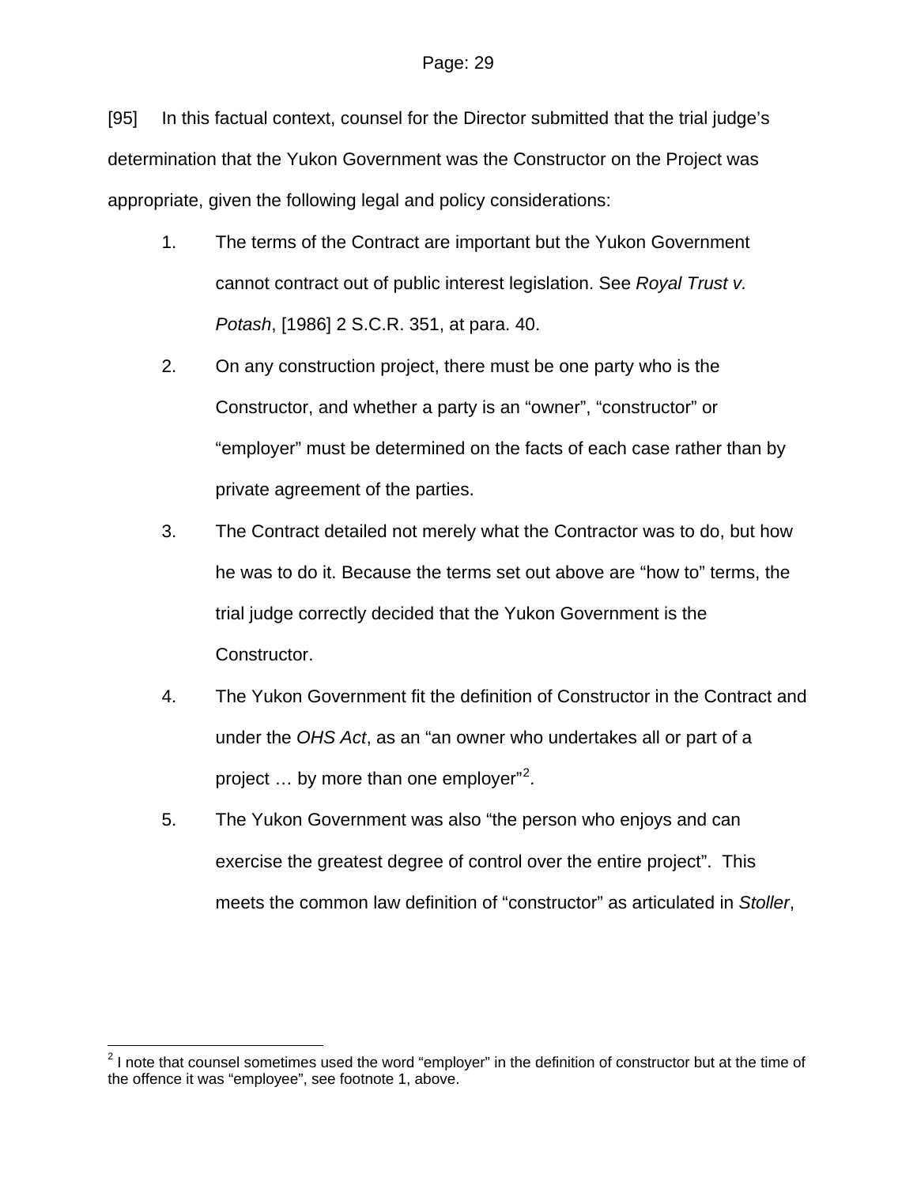[95] In this factual context, counsel for the Director submitted that the trial judge's determination that the Yukon Government was the Constructor on the Project was appropriate, given the following legal and policy considerations:

1. The terms of the Contract are important but the Yukon Government cannot contract out of public interest legislation. See *Royal Trust v. Potash*, [1986] 2 S.C.R. 351, at para. 40.
2. On any construction project, there must be one party who is the Constructor, and whether a party is an "owner", "constructor" or "employer" must be determined on the facts of each case rather than by private agreement of the parties.
3. The Contract detailed not merely what the Contractor was to do, but how he was to do it. Because the terms set out above are "how to" terms, the trial judge correctly decided that the Yukon Government is the Constructor.
4. The Yukon Government fit the definition of Constructor in the Contract and under the *OHS Act*, as an "an owner who undertakes all or part of a project … by more than one employer"[2].
5. The Yukon Government was also "the person who enjoys and can exercise the greatest degree of control over the entire project". This meets the common law definition of "constructor" as articulated in *Stoller*,

---

[2] I note that counsel sometimes used the word "employer" in the definition of constructor but at the time of the offence it was "employee", see footnote 1, above.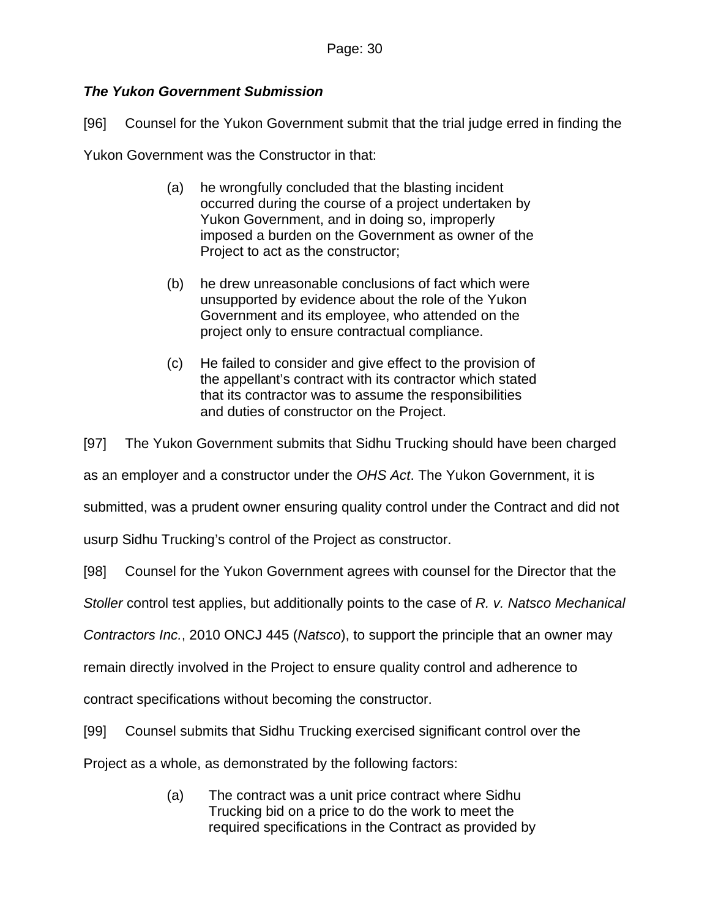***The Yukon Government Submission***

[96] Counsel for the Yukon Government submit that the trial judge erred in finding the Yukon Government was the Constructor in that:

> (a) he wrongfully concluded that the blasting incident occurred during the course of a project undertaken by Yukon Government, and in doing so, improperly imposed a burden on the Government as owner of the Project to act as the constructor;
>
> (b) he drew unreasonable conclusions of fact which were unsupported by evidence about the role of the Yukon Government and its employee, who attended on the project only to ensure contractual compliance.
>
> (c) He failed to consider and give effect to the provision of the appellant's contract with its contractor which stated that its contractor was to assume the responsibilities and duties of constructor on the Project.

[97] The Yukon Government submits that Sidhu Trucking should have been charged as an employer and a constructor under the *OHS Act*. The Yukon Government, it is submitted, was a prudent owner ensuring quality control under the Contract and did not usurp Sidhu Trucking's control of the Project as constructor.

[98] Counsel for the Yukon Government agrees with counsel for the Director that the *Stoller* control test applies, but additionally points to the case of *R. v. Natsco Mechanical Contractors Inc.*, 2010 ONCJ 445 (*Natsco*), to support the principle that an owner may remain directly involved in the Project to ensure quality control and adherence to contract specifications without becoming the constructor.

[99] Counsel submits that Sidhu Trucking exercised significant control over the Project as a whole, as demonstrated by the following factors:

> (a) The contract was a unit price contract where Sidhu Trucking bid on a price to do the work to meet the required specifications in the Contract as provided by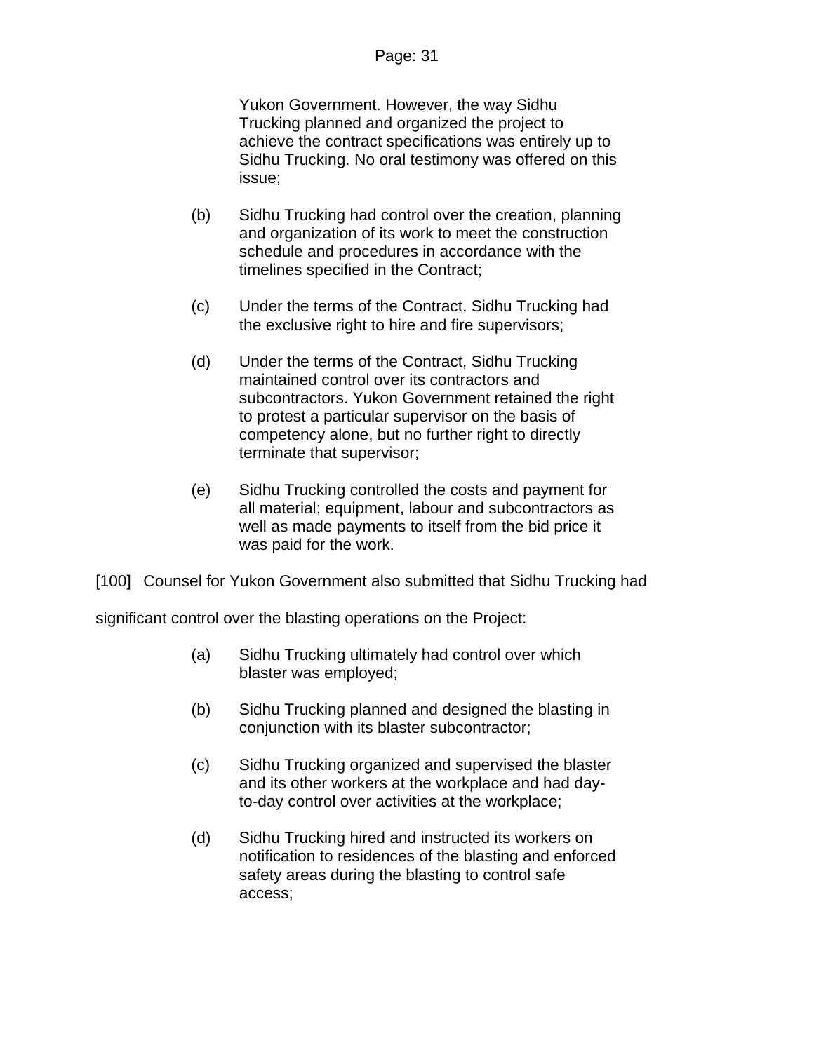Yukon Government. However, the way Sidhu Trucking planned and organized the project to achieve the contract specifications was entirely up to Sidhu Trucking. No oral testimony was offered on this issue;

(b) Sidhu Trucking had control over the creation, planning and organization of its work to meet the construction schedule and procedures in accordance with the timelines specified in the Contract;

(c) Under the terms of the Contract, Sidhu Trucking had the exclusive right to hire and fire supervisors;

(d) Under the terms of the Contract, Sidhu Trucking maintained control over its contractors and subcontractors. Yukon Government retained the right to protest a particular supervisor on the basis of competency alone, but no further right to directly terminate that supervisor;

(e) Sidhu Trucking controlled the costs and payment for all material; equipment, labour and subcontractors as well as made payments to itself from the bid price it was paid for the work.

[100] Counsel for Yukon Government also submitted that Sidhu Trucking had significant control over the blasting operations on the Project:

(a) Sidhu Trucking ultimately had control over which blaster was employed;

(b) Sidhu Trucking planned and designed the blasting in conjunction with its blaster subcontractor;

(c) Sidhu Trucking organized and supervised the blaster and its other workers at the workplace and had day-to-day control over activities at the workplace;

(d) Sidhu Trucking hired and instructed its workers on notification to residences of the blasting and enforced safety areas during the blasting to control safe access;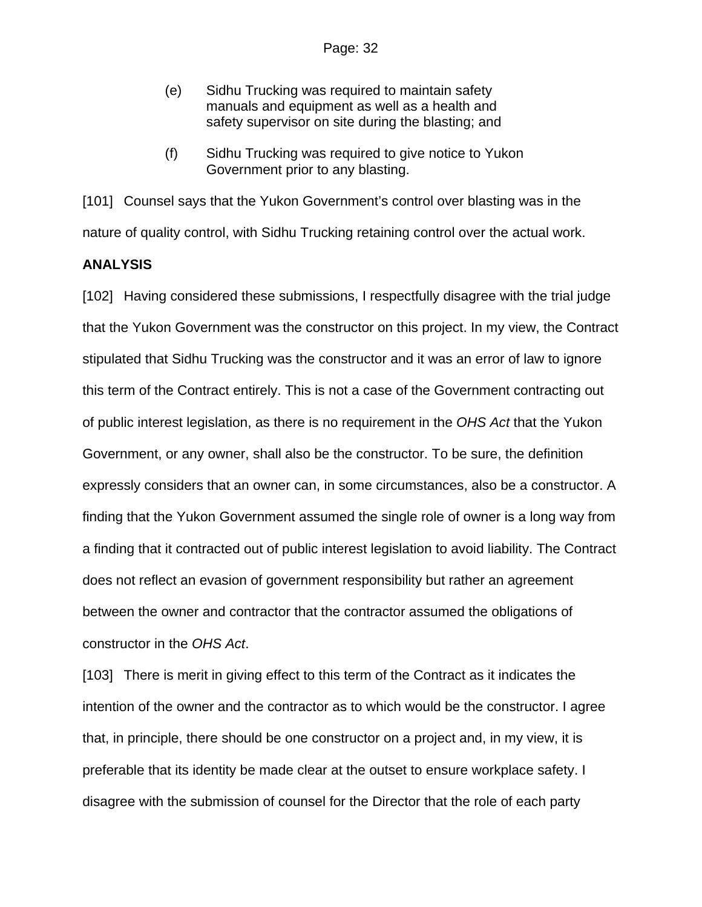(e) Sidhu Trucking was required to maintain safety manuals and equipment as well as a health and safety supervisor on site during the blasting; and

(f) Sidhu Trucking was required to give notice to Yukon Government prior to any blasting.

[101] Counsel says that the Yukon Government's control over blasting was in the nature of quality control, with Sidhu Trucking retaining control over the actual work.

**ANALYSIS**

[102] Having considered these submissions, I respectfully disagree with the trial judge that the Yukon Government was the constructor on this project. In my view, the Contract stipulated that Sidhu Trucking was the constructor and it was an error of law to ignore this term of the Contract entirely. This is not a case of the Government contracting out of public interest legislation, as there is no requirement in the *OHS Act* that the Yukon Government, or any owner, shall also be the constructor. To be sure, the definition expressly considers that an owner can, in some circumstances, also be a constructor. A finding that the Yukon Government assumed the single role of owner is a long way from a finding that it contracted out of public interest legislation to avoid liability. The Contract does not reflect an evasion of government responsibility but rather an agreement between the owner and contractor that the contractor assumed the obligations of constructor in the *OHS Act*.

[103] There is merit in giving effect to this term of the Contract as it indicates the intention of the owner and the contractor as to which would be the constructor. I agree that, in principle, there should be one constructor on a project and, in my view, it is preferable that its identity be made clear at the outset to ensure workplace safety. I disagree with the submission of counsel for the Director that the role of each party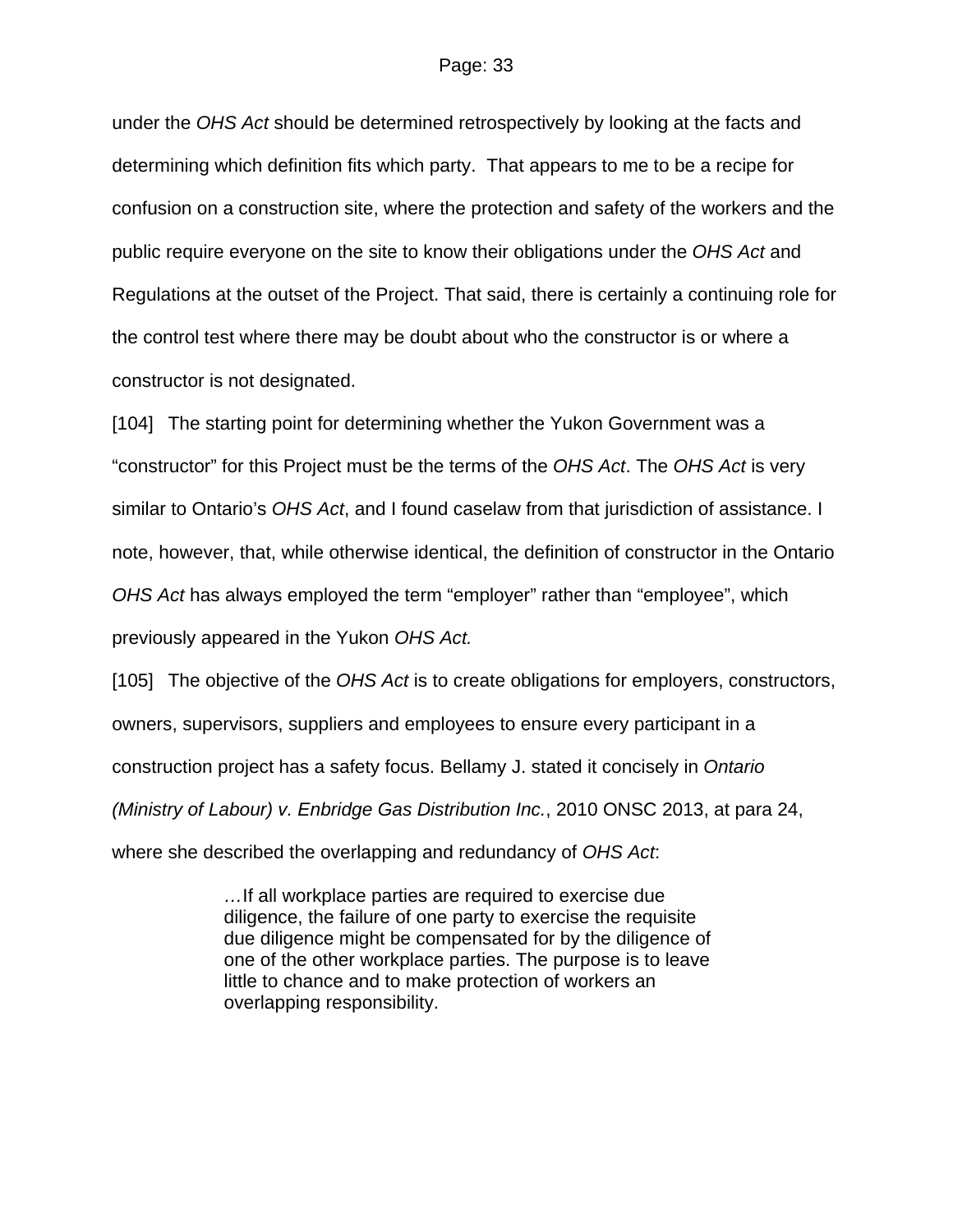under the *OHS Act* should be determined retrospectively by looking at the facts and determining which definition fits which party. That appears to me to be a recipe for confusion on a construction site, where the protection and safety of the workers and the public require everyone on the site to know their obligations under the *OHS Act* and Regulations at the outset of the Project. That said, there is certainly a continuing role for the control test where there may be doubt about who the constructor is or where a constructor is not designated.

[104] The starting point for determining whether the Yukon Government was a "constructor" for this Project must be the terms of the *OHS Act*. The *OHS Act* is very similar to Ontario's *OHS Act*, and I found caselaw from that jurisdiction of assistance. I note, however, that, while otherwise identical, the definition of constructor in the Ontario *OHS Act* has always employed the term "employer" rather than "employee", which previously appeared in the Yukon *OHS Act.*

[105] The objective of the *OHS Act* is to create obligations for employers, constructors, owners, supervisors, suppliers and employees to ensure every participant in a construction project has a safety focus. Bellamy J. stated it concisely in *Ontario (Ministry of Labour) v. Enbridge Gas Distribution Inc.*, 2010 ONSC 2013, at para 24, where she described the overlapping and redundancy of *OHS Act*:

> …If all workplace parties are required to exercise due diligence, the failure of one party to exercise the requisite due diligence might be compensated for by the diligence of one of the other workplace parties. The purpose is to leave little to chance and to make protection of workers an overlapping responsibility.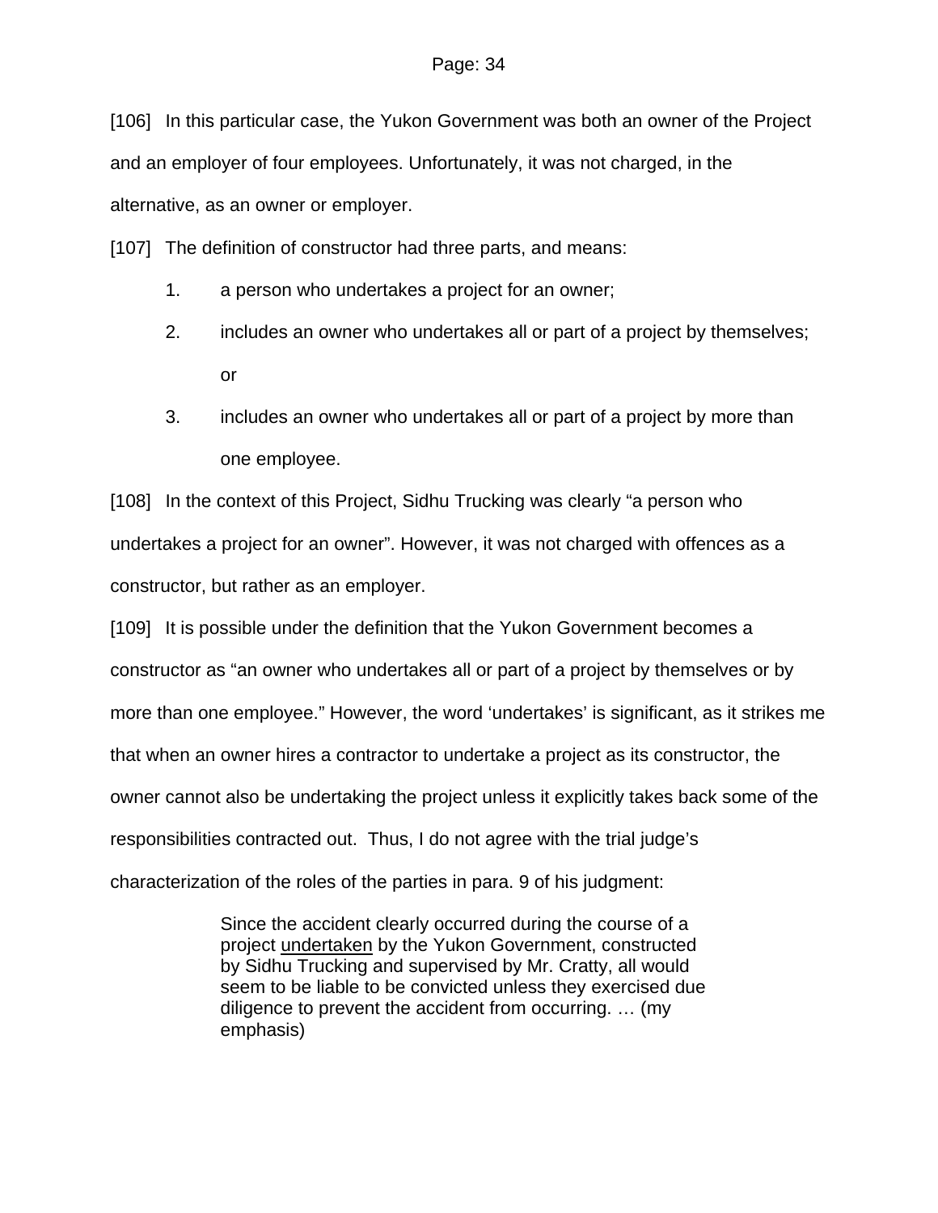[106] In this particular case, the Yukon Government was both an owner of the Project and an employer of four employees. Unfortunately, it was not charged, in the alternative, as an owner or employer.

[107] The definition of constructor had three parts, and means:

1. a person who undertakes a project for an owner;
2. includes an owner who undertakes all or part of a project by themselves; or
3. includes an owner who undertakes all or part of a project by more than one employee.

[108] In the context of this Project, Sidhu Trucking was clearly "a person who undertakes a project for an owner". However, it was not charged with offences as a constructor, but rather as an employer.

[109] It is possible under the definition that the Yukon Government becomes a constructor as "an owner who undertakes all or part of a project by themselves or by more than one employee." However, the word 'undertakes' is significant, as it strikes me that when an owner hires a contractor to undertake a project as its constructor, the owner cannot also be undertaking the project unless it explicitly takes back some of the responsibilities contracted out. Thus, I do not agree with the trial judge's characterization of the roles of the parties in para. 9 of his judgment:

> Since the accident clearly occurred during the course of a project <u>undertaken</u> by the Yukon Government, constructed by Sidhu Trucking and supervised by Mr. Cratty, all would seem to be liable to be convicted unless they exercised due diligence to prevent the accident from occurring. … (my emphasis)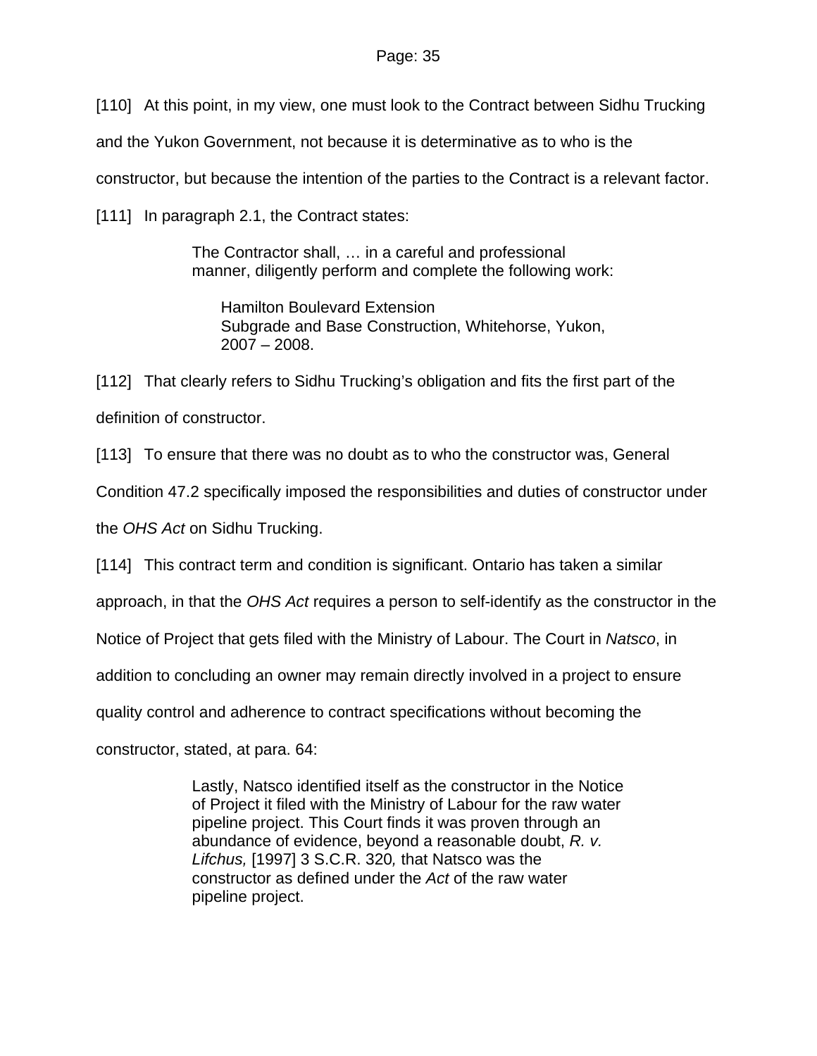[110] At this point, in my view, one must look to the Contract between Sidhu Trucking and the Yukon Government, not because it is determinative as to who is the constructor, but because the intention of the parties to the Contract is a relevant factor.

[111] In paragraph 2.1, the Contract states:

> The Contractor shall, … in a careful and professional manner, diligently perform and complete the following work:
>
> > Hamilton Boulevard Extension
> > Subgrade and Base Construction, Whitehorse, Yukon, 2007 – 2008.

[112] That clearly refers to Sidhu Trucking's obligation and fits the first part of the definition of constructor.

[113] To ensure that there was no doubt as to who the constructor was, General Condition 47.2 specifically imposed the responsibilities and duties of constructor under the *OHS Act* on Sidhu Trucking.

[114] This contract term and condition is significant. Ontario has taken a similar approach, in that the *OHS Act* requires a person to self-identify as the constructor in the Notice of Project that gets filed with the Ministry of Labour. The Court in *Natsco*, in addition to concluding an owner may remain directly involved in a project to ensure quality control and adherence to contract specifications without becoming the constructor, stated, at para. 64:

> Lastly, Natsco identified itself as the constructor in the Notice of Project it filed with the Ministry of Labour for the raw water pipeline project. This Court finds it was proven through an abundance of evidence, beyond a reasonable doubt, *R. v. Lifchus,* [1997] 3 S.C.R. 320*,* that Natsco was the constructor as defined under the *Act* of the raw water pipeline project.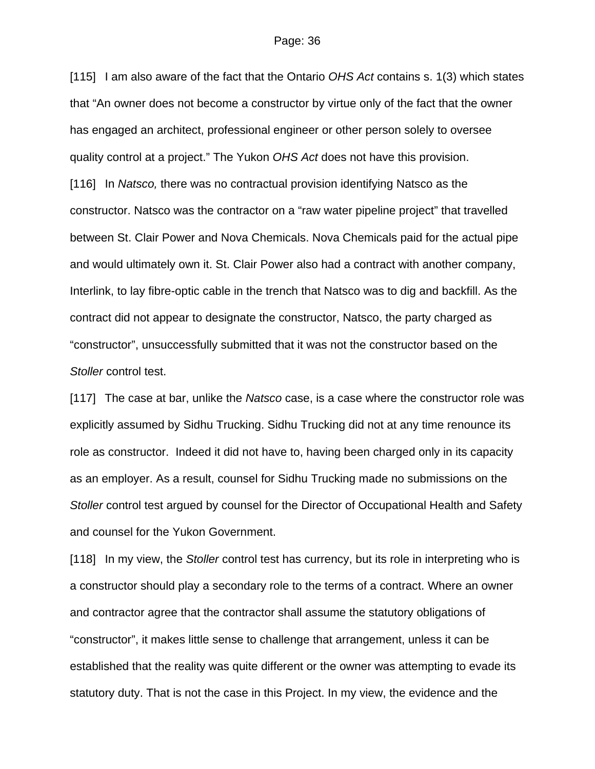[115] I am also aware of the fact that the Ontario *OHS Act* contains s. 1(3) which states that "An owner does not become a constructor by virtue only of the fact that the owner has engaged an architect, professional engineer or other person solely to oversee quality control at a project." The Yukon *OHS Act* does not have this provision.

[116] In *Natsco,* there was no contractual provision identifying Natsco as the constructor. Natsco was the contractor on a "raw water pipeline project" that travelled between St. Clair Power and Nova Chemicals. Nova Chemicals paid for the actual pipe and would ultimately own it. St. Clair Power also had a contract with another company, Interlink, to lay fibre-optic cable in the trench that Natsco was to dig and backfill. As the contract did not appear to designate the constructor, Natsco, the party charged as "constructor", unsuccessfully submitted that it was not the constructor based on the *Stoller* control test.

[117] The case at bar, unlike the *Natsco* case, is a case where the constructor role was explicitly assumed by Sidhu Trucking. Sidhu Trucking did not at any time renounce its role as constructor. Indeed it did not have to, having been charged only in its capacity as an employer. As a result, counsel for Sidhu Trucking made no submissions on the *Stoller* control test argued by counsel for the Director of Occupational Health and Safety and counsel for the Yukon Government.

[118] In my view, the *Stoller* control test has currency, but its role in interpreting who is a constructor should play a secondary role to the terms of a contract. Where an owner and contractor agree that the contractor shall assume the statutory obligations of "constructor", it makes little sense to challenge that arrangement, unless it can be established that the reality was quite different or the owner was attempting to evade its statutory duty. That is not the case in this Project. In my view, the evidence and the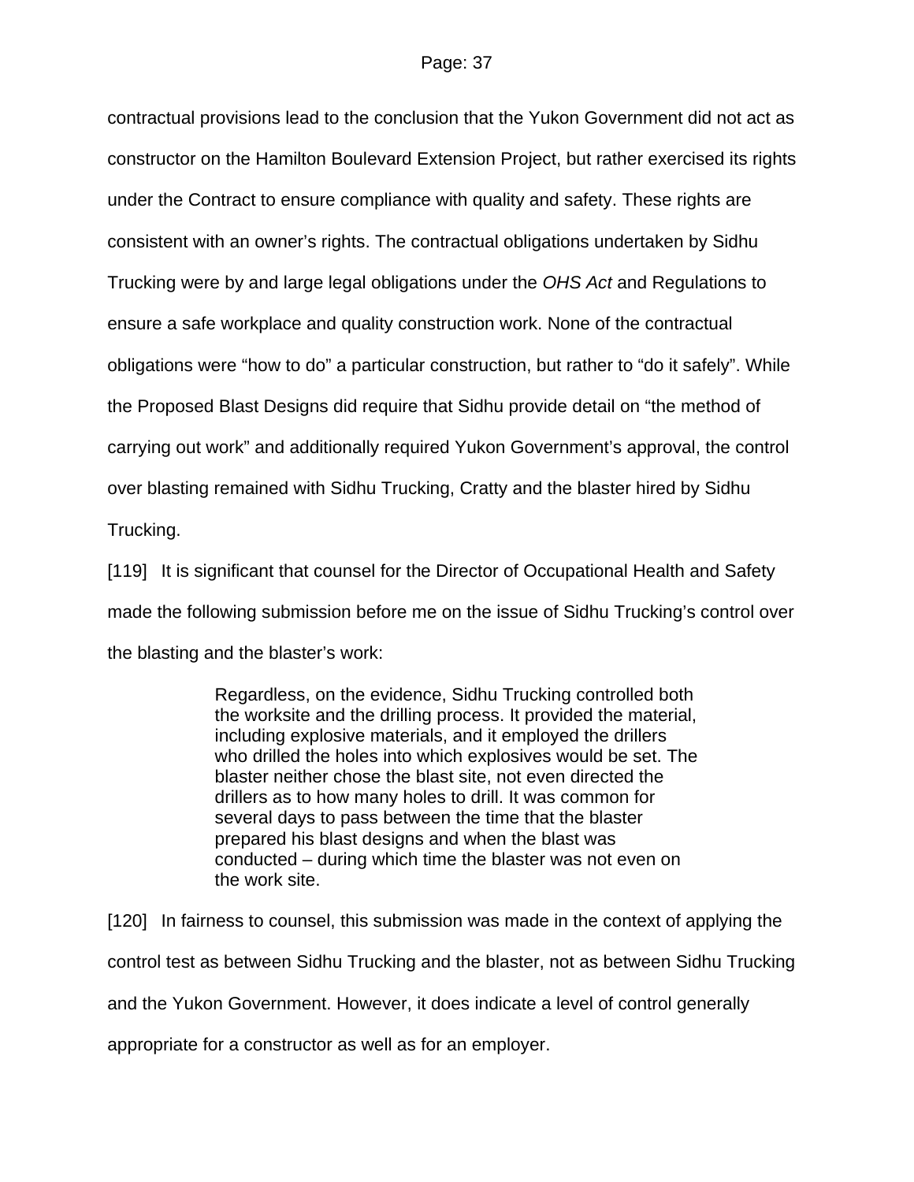contractual provisions lead to the conclusion that the Yukon Government did not act as constructor on the Hamilton Boulevard Extension Project, but rather exercised its rights under the Contract to ensure compliance with quality and safety. These rights are consistent with an owner's rights. The contractual obligations undertaken by Sidhu Trucking were by and large legal obligations under the *OHS Act* and Regulations to ensure a safe workplace and quality construction work. None of the contractual obligations were "how to do" a particular construction, but rather to "do it safely". While the Proposed Blast Designs did require that Sidhu provide detail on "the method of carrying out work" and additionally required Yukon Government's approval, the control over blasting remained with Sidhu Trucking, Cratty and the blaster hired by Sidhu Trucking.

[119] It is significant that counsel for the Director of Occupational Health and Safety made the following submission before me on the issue of Sidhu Trucking's control over the blasting and the blaster's work:

> Regardless, on the evidence, Sidhu Trucking controlled both the worksite and the drilling process. It provided the material, including explosive materials, and it employed the drillers who drilled the holes into which explosives would be set. The blaster neither chose the blast site, not even directed the drillers as to how many holes to drill. It was common for several days to pass between the time that the blaster prepared his blast designs and when the blast was conducted – during which time the blaster was not even on the work site.

[120] In fairness to counsel, this submission was made in the context of applying the control test as between Sidhu Trucking and the blaster, not as between Sidhu Trucking and the Yukon Government. However, it does indicate a level of control generally appropriate for a constructor as well as for an employer.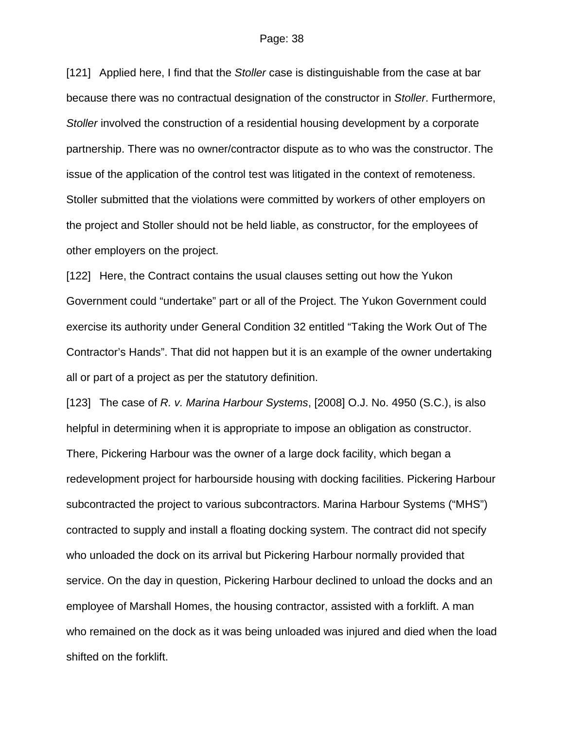[121] Applied here, I find that the *Stoller* case is distinguishable from the case at bar because there was no contractual designation of the constructor in *Stoller*. Furthermore, *Stoller* involved the construction of a residential housing development by a corporate partnership. There was no owner/contractor dispute as to who was the constructor. The issue of the application of the control test was litigated in the context of remoteness. Stoller submitted that the violations were committed by workers of other employers on the project and Stoller should not be held liable, as constructor, for the employees of other employers on the project.

[122] Here, the Contract contains the usual clauses setting out how the Yukon Government could "undertake" part or all of the Project. The Yukon Government could exercise its authority under General Condition 32 entitled "Taking the Work Out of The Contractor's Hands". That did not happen but it is an example of the owner undertaking all or part of a project as per the statutory definition.

[123] The case of *R. v. Marina Harbour Systems*, [2008] O.J. No. 4950 (S.C.), is also helpful in determining when it is appropriate to impose an obligation as constructor. There, Pickering Harbour was the owner of a large dock facility, which began a redevelopment project for harbourside housing with docking facilities. Pickering Harbour subcontracted the project to various subcontractors. Marina Harbour Systems ("MHS") contracted to supply and install a floating docking system. The contract did not specify who unloaded the dock on its arrival but Pickering Harbour normally provided that service. On the day in question, Pickering Harbour declined to unload the docks and an employee of Marshall Homes, the housing contractor, assisted with a forklift. A man who remained on the dock as it was being unloaded was injured and died when the load shifted on the forklift.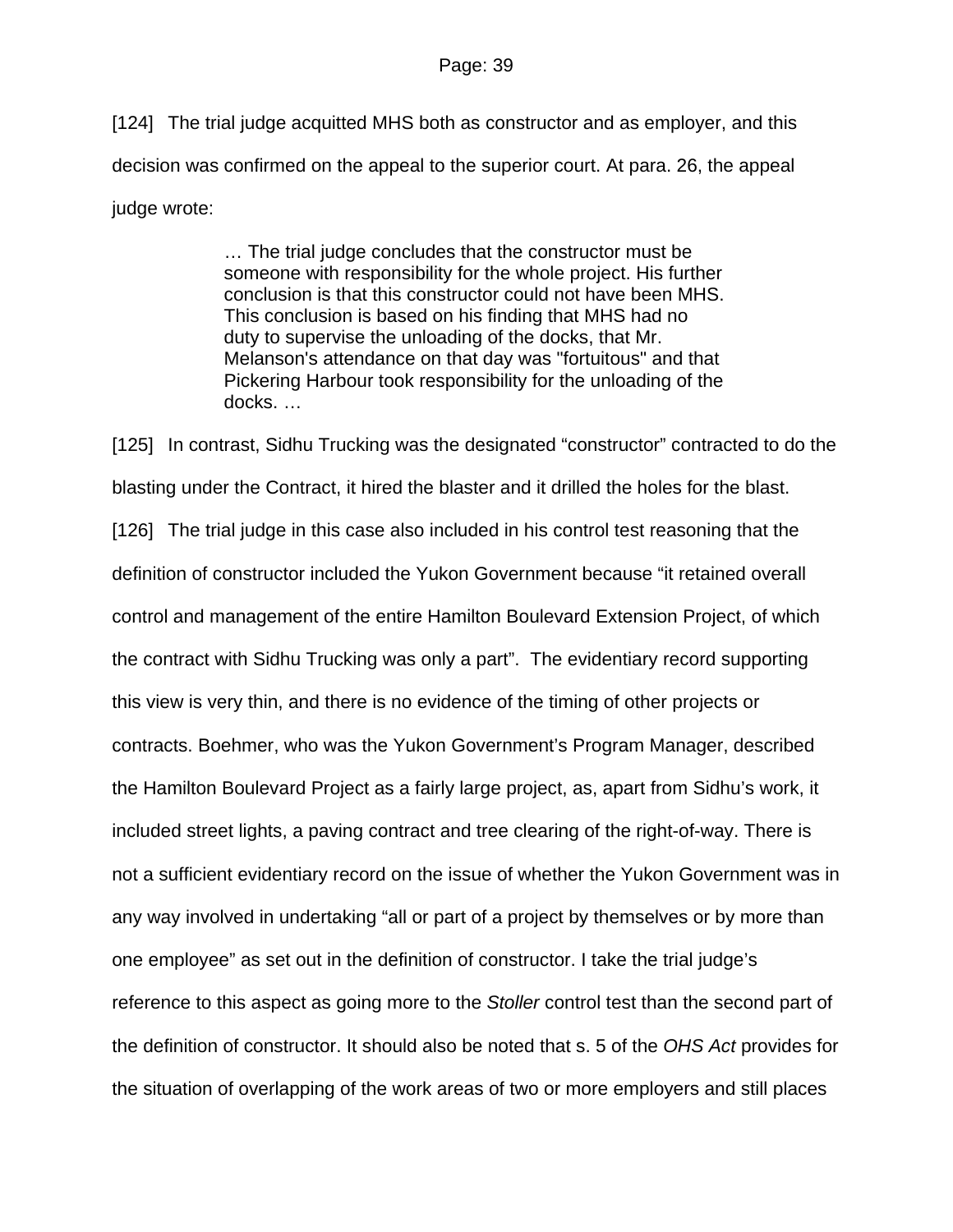[124] The trial judge acquitted MHS both as constructor and as employer, and this decision was confirmed on the appeal to the superior court. At para. 26, the appeal judge wrote:

> … The trial judge concludes that the constructor must be someone with responsibility for the whole project. His further conclusion is that this constructor could not have been MHS. This conclusion is based on his finding that MHS had no duty to supervise the unloading of the docks, that Mr. Melanson's attendance on that day was "fortuitous" and that Pickering Harbour took responsibility for the unloading of the docks. …

[125] In contrast, Sidhu Trucking was the designated "constructor" contracted to do the blasting under the Contract, it hired the blaster and it drilled the holes for the blast.

[126] The trial judge in this case also included in his control test reasoning that the definition of constructor included the Yukon Government because "it retained overall control and management of the entire Hamilton Boulevard Extension Project, of which the contract with Sidhu Trucking was only a part". The evidentiary record supporting this view is very thin, and there is no evidence of the timing of other projects or contracts. Boehmer, who was the Yukon Government's Program Manager, described the Hamilton Boulevard Project as a fairly large project, as, apart from Sidhu's work, it included street lights, a paving contract and tree clearing of the right-of-way. There is not a sufficient evidentiary record on the issue of whether the Yukon Government was in any way involved in undertaking "all or part of a project by themselves or by more than one employee" as set out in the definition of constructor. I take the trial judge's reference to this aspect as going more to the *Stoller* control test than the second part of the definition of constructor. It should also be noted that s. 5 of the *OHS Act* provides for the situation of overlapping of the work areas of two or more employers and still places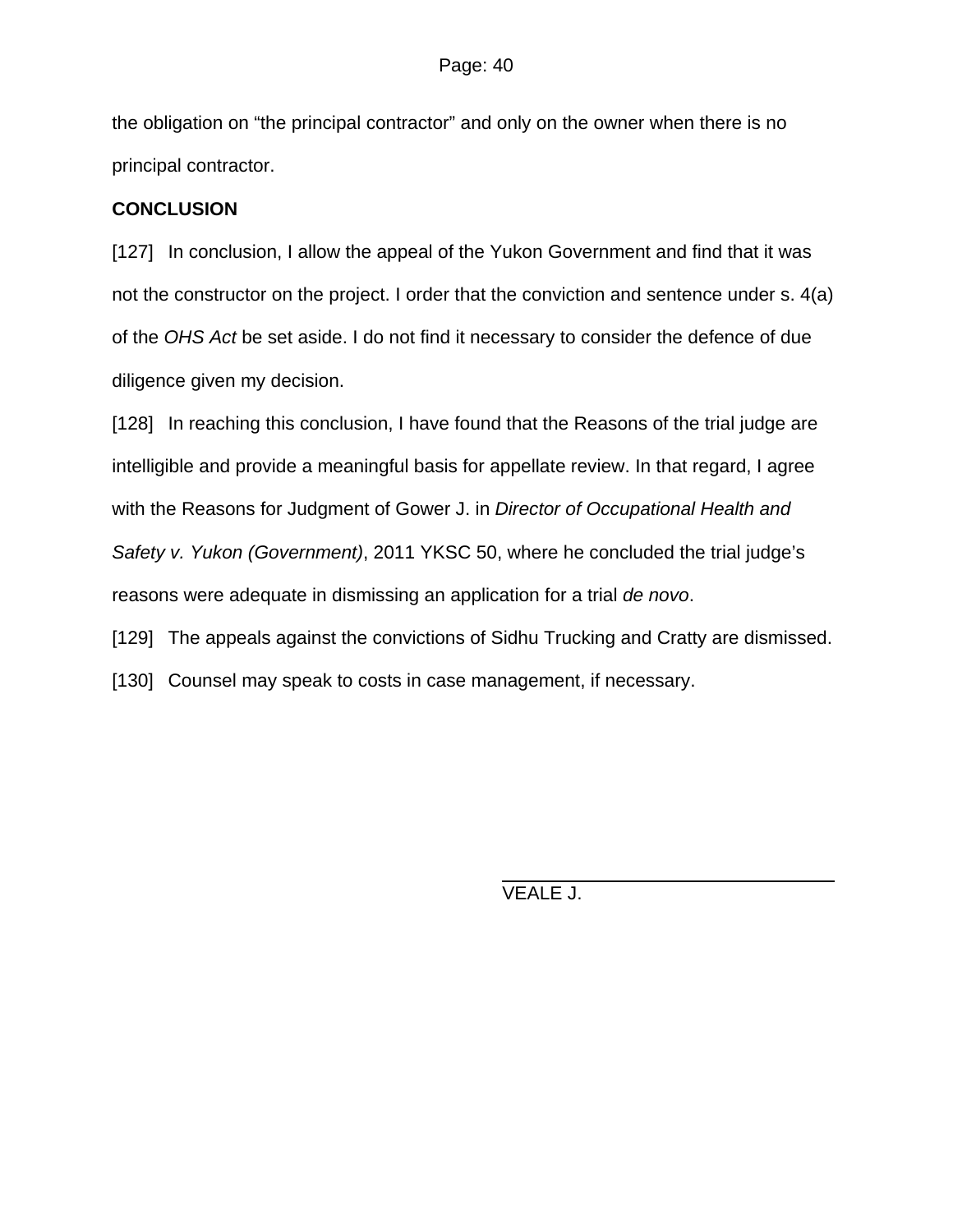the obligation on "the principal contractor" and only on the owner when there is no principal contractor.

**CONCLUSION**

[127] In conclusion, I allow the appeal of the Yukon Government and find that it was not the constructor on the project. I order that the conviction and sentence under s. 4(a) of the *OHS Act* be set aside. I do not find it necessary to consider the defence of due diligence given my decision.

[128] In reaching this conclusion, I have found that the Reasons of the trial judge are intelligible and provide a meaningful basis for appellate review. In that regard, I agree with the Reasons for Judgment of Gower J. in *Director of Occupational Health and Safety v. Yukon (Government)*, 2011 YKSC 50, where he concluded the trial judge's reasons were adequate in dismissing an application for a trial *de novo*.

[129] The appeals against the convictions of Sidhu Trucking and Cratty are dismissed.

[130] Counsel may speak to costs in case management, if necessary.

VEALE J.